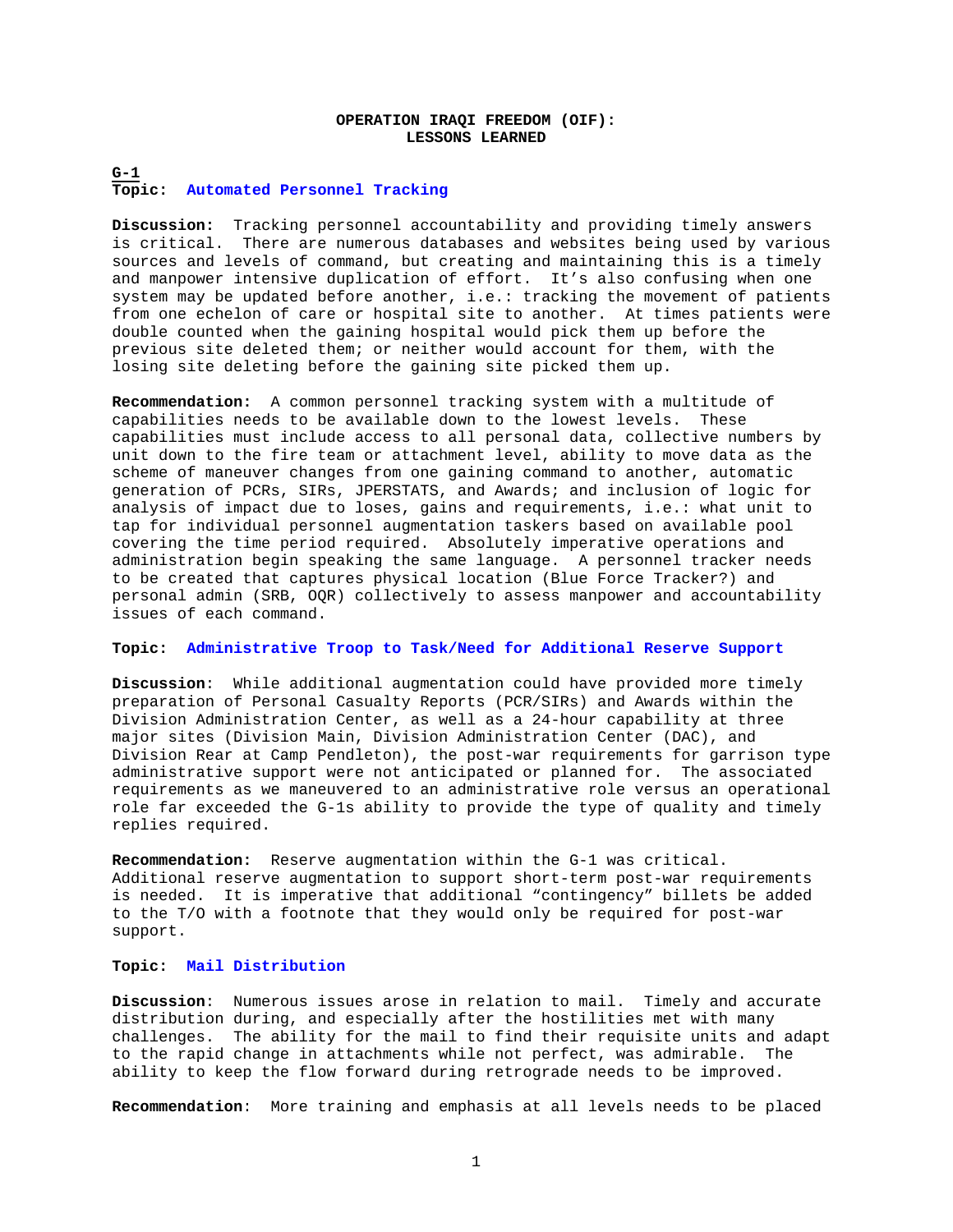# OPERATION IRAQI FREEDOM (OIF): LESSONS LEARNED

## G-1

### Topic: Automated Personnel Tracking

**Discussion:** Tracking personnel accountability and providing timely answers is critical. There are numerous databases and websites being used by various sources and levels of command, but creating and maintaining this is a timely and manpower intensive duplication of effort. It's also confusing when one system may be updated before another, i.e.: tracking the movement of patients from one echelon of care or hospital site to another. At times patients were double counted when the gaining hospital would pick them up before the previous site deleted them; or neither would account for them, with the losing site deleting before the gaining site picked them up.

**Recommendation:** A common personnel tracking system with a multitude of capabilities needs to be available down to the lowest levels. These capabilities must include access to all personal data, collective numbers by unit down to the fire team or attachment level, ability to move data as the scheme of maneuver changes from one gaining command to another, automatic generation of PCRs, SIRs, JPERSTATS, and Awards; and inclusion of logic for analysis of impact due to loses, gains and requirements, i.e.: what unit to tap for individual personnel augmentation taskers based on available pool covering the time period required. Absolutely imperative operations and administration begin speaking the same language. A personnel tracker needs to be created that captures physical location (Blue Force Tracker?) and personal admin (SRB, OQR) collectively to assess manpower and accountability issues of each command.

### Topic: Administrative Troop to Task/Need for Additional Reserve Support

**Discussion**: While additional augmentation could have provided more timely preparation of Personal Casualty Reports (PCR/SIRs) and Awards within the Division Administration Center, as well as a 24-hour capability at three major sites (Division Main, Division Administration Center (DAC), and Division Rear at Camp Pendleton), the post-war requirements for garrison type administrative support were not anticipated or planned for. The associated requirements as we maneuvered to an administrative role versus an operational role far exceeded the G-1s ability to provide the type of quality and timely replies required.

**Recommendation:** Reserve augmentation within the G-1 was critical. Additional reserve augmentation to support short-term post-war requirements is needed. It is imperative that additional "contingency" billets be added to the T/O with a footnote that they would only be required for post-war support.

### Topic: Mail Distribution

**Discussion**: Numerous issues arose in relation to mail. Timely and accurate distribution during, and especially after the hostilities met with many challenges. The ability for the mail to find their requisite units and adapt to the rapid change in attachments while not perfect, was admirable. The ability to keep the flow forward during retrograde needs to be improved.

**Recommendation**: More training and emphasis at all levels needs to be placed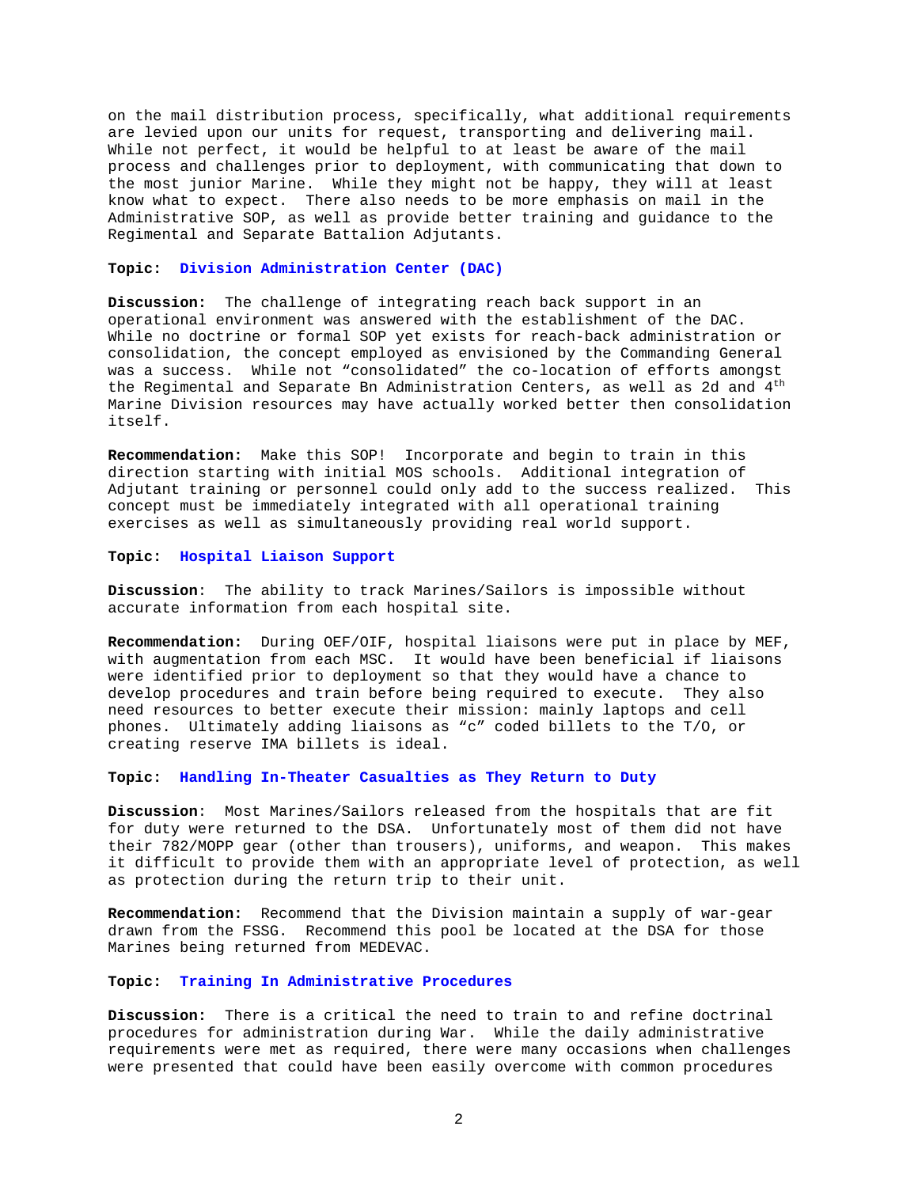on the mail distribution process, specifically, what additional requirements are levied upon our units for request, transporting and delivering mail. While not perfect, it would be helpful to at least be aware of the mail process and challenges prior to deployment, with communicating that down to the most junior Marine. While they might not be happy, they will at least know what to expect. There also needs to be more emphasis on mail in the Administrative SOP, as well as provide better training and guidance to the Regimental and Separate Battalion Adjutants.

**Topic: Division Administration Center (DAC)**

**Discussion:** The challenge of integrating reach back support in an operational environment was answered with the establishment of the DAC. While no doctrine or formal SOP yet exists for reach-back administration or consolidation, the concept employed as envisioned by the Commanding General was a success. While not "consolidated" the co-location of efforts amongst the Regimental and Separate Bn Administration Centers, as well as 2d and 4th Marine Division resources may have actually worked better then consolidation itself.

**Recommendation:** Make this SOP! Incorporate and begin to train in this direction starting with initial MOS schools. Additional integration of Adjutant training or personnel could only add to the success realized. This concept must be immediately integrated with all operational training exercises as well as simultaneously providing real world support.

**Topic: Hospital Liaison Support**

**Discussion**: The ability to track Marines/Sailors is impossible without accurate information from each hospital site.

**Recommendation:** During OEF/OIF, hospital liaisons were put in place by MEF, with augmentation from each MSC. It would have been beneficial if liaisons were identified prior to deployment so that they would have a chance to develop procedures and train before being required to execute. They also need resources to better execute their mission: mainly laptops and cell phones. Ultimately adding liaisons as "c" coded billets to the T/O, or creating reserve IMA billets is ideal.

**Topic: Handling In-Theater Casualties as They Return to Duty**

**Discussion**: Most Marines/Sailors released from the hospitals that are fit for duty were returned to the DSA. Unfortunately most of them did not have their 782/MOPP gear (other than trousers), uniforms, and weapon. This makes it difficult to provide them with an appropriate level of protection, as well as protection during the return trip to their unit.

**Recommendation:** Recommend that the Division maintain a supply of war-gear drawn from the FSSG. Recommend this pool be located at the DSA for those Marines being returned from MEDEVAC.

**Topic: Training In Administrative Procedures**

**Discussion:** There is a critical the need to train to and refine doctrinal procedures for administration during War. While the daily administrative requirements were met as required, there were many occasions when challenges were presented that could have been easily overcome with common procedures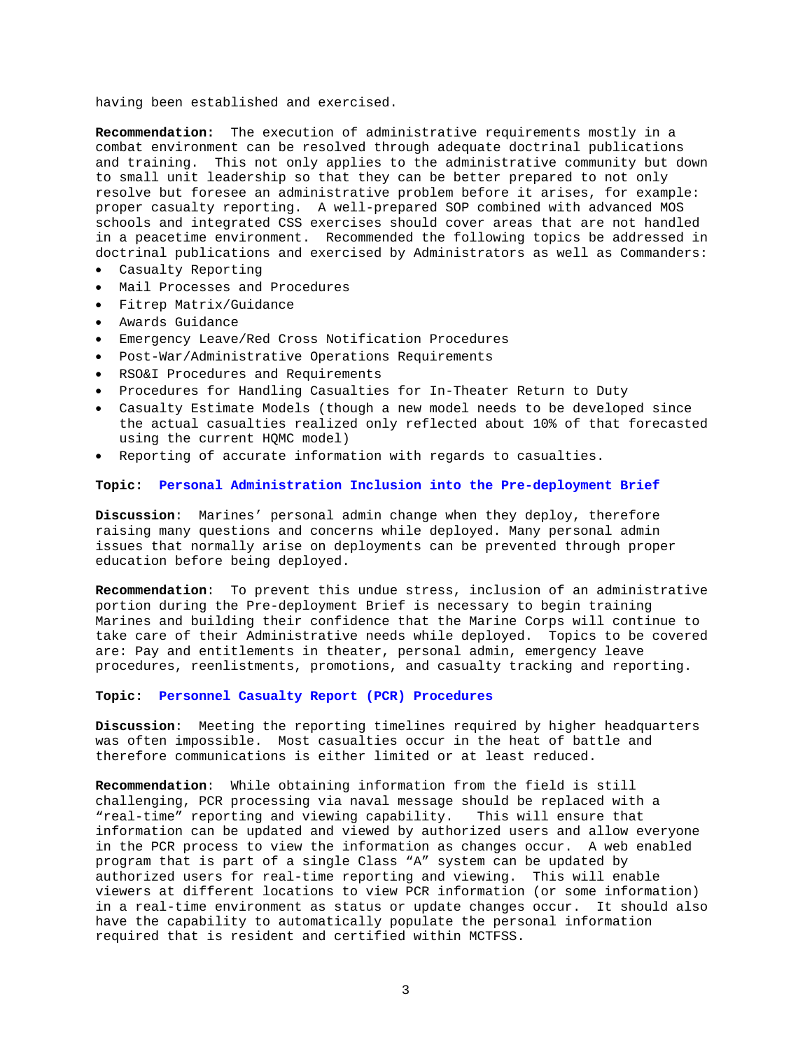having been established and exercised.

**Recommendation:** The execution of administrative requirements mostly in a combat environment can be resolved through adequate doctrinal publications and training. This not only applies to the administrative community but down to small unit leadership so that they can be better prepared to not only resolve but foresee an administrative problem before it arises, for example: proper casualty reporting. A well-prepared SOP combined with advanced MOS schools and integrated CSS exercises should cover areas that are not handled in a peacetime environment. Recommended the following topics be addressed in doctrinal publications and exercised by Administrators as well as Commanders:

- Casualty Reporting
- Mail Processes and Procedures
- Fitrep Matrix/Guidance
- Awards Guidance
- Emergency Leave/Red Cross Notification Procedures
- Post-War/Administrative Operations Requirements
- RSO&I Procedures and Requirements
- Procedures for Handling Casualties for In-Theater Return to Duty
- Casualty Estimate Models (though a new model needs to be developed since the actual casualties realized only reflected about 10% of that forecasted using the current HQMC model)
- Reporting of accurate information with regards to casualties.

**Topic: Personal Administration Inclusion into the Pre-deployment Brief**

**Discussion**: Marines' personal admin change when they deploy, therefore raising many questions and concerns while deployed. Many personal admin issues that normally arise on deployments can be prevented through proper education before being deployed.

**Recommendation**: To prevent this undue stress, inclusion of an administrative portion during the Pre-deployment Brief is necessary to begin training Marines and building their confidence that the Marine Corps will continue to take care of their Administrative needs while deployed. Topics to be covered are: Pay and entitlements in theater, personal admin, emergency leave procedures, reenlistments, promotions, and casualty tracking and reporting.

**Topic: Personnel Casualty Report (PCR) Procedures**

**Discussion**: Meeting the reporting timelines required by higher headquarters was often impossible. Most casualties occur in the heat of battle and therefore communications is either limited or at least reduced.

**Recommendation**: While obtaining information from the field is still challenging, PCR processing via naval message should be replaced with a "real-time" reporting and viewing capability. This will ensure that information can be updated and viewed by authorized users and allow everyone in the PCR process to view the information as changes occur. A web enabled program that is part of a single Class "A" system can be updated by authorized users for real-time reporting and viewing. This will enable viewers at different locations to view PCR information (or some information) in a real-time environment as status or update changes occur. It should also have the capability to automatically populate the personal information required that is resident and certified within MCTFSS.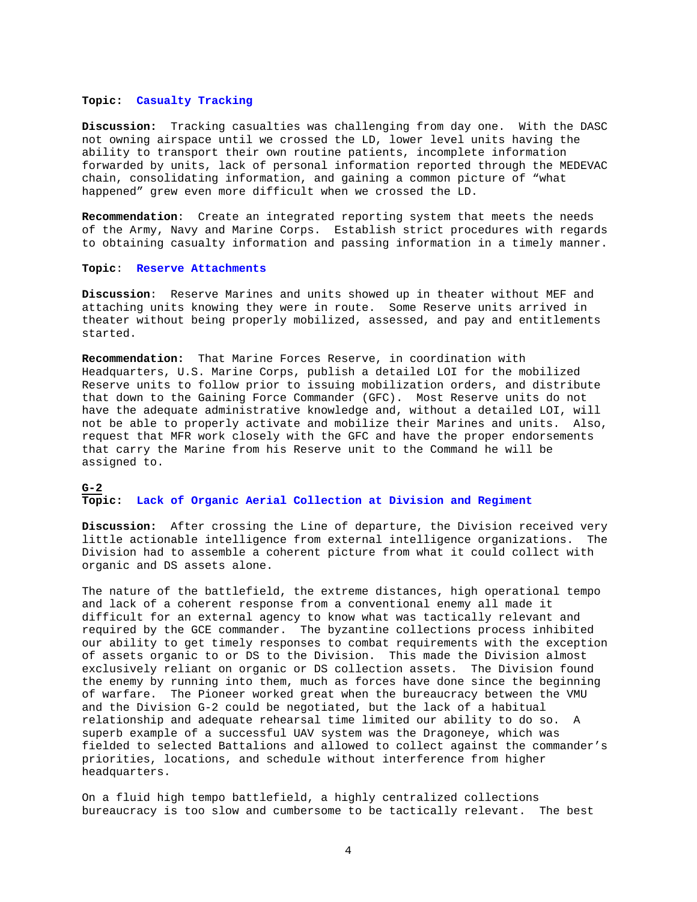**Topic: Casualty Tracking**

**Discussion:** Tracking casualties was challenging from day one. With the DASC not owning airspace until we crossed the LD, lower level units having the ability to transport their own routine patients, incomplete information forwarded by units, lack of personal information reported through the MEDEVAC chain, consolidating information, and gaining a common picture of "what happened" grew even more difficult when we crossed the LD.

**Recommendation**: Create an integrated reporting system that meets the needs of the Army, Navy and Marine Corps. Establish strict procedures with regards to obtaining casualty information and passing information in a timely manner.

**Topic**: **Reserve Attachments**

**Discussion**: Reserve Marines and units showed up in theater without MEF and attaching units knowing they were in route. Some Reserve units arrived in theater without being properly mobilized, assessed, and pay and entitlements started.

**Recommendation:** That Marine Forces Reserve, in coordination with Headquarters, U.S. Marine Corps, publish a detailed LOI for the mobilized Reserve units to follow prior to issuing mobilization orders, and distribute that down to the Gaining Force Commander (GFC). Most Reserve units do not have the adequate administrative knowledge and, without a detailed LOI, will not be able to properly activate and mobilize their Marines and units. Also, request that MFR work closely with the GFC and have the proper endorsements that carry the Marine from his Reserve unit to the Command he will be assigned to.

## G-2

**Topic: Lack of Organic Aerial Collection at Division and Regiment**

**Discussion:** After crossing the Line of departure, the Division received very little actionable intelligence from external intelligence organizations. The Division had to assemble a coherent picture from what it could collect with organic and DS assets alone.

The nature of the battlefield, the extreme distances, high operational tempo and lack of a coherent response from a conventional enemy all made it difficult for an external agency to know what was tactically relevant and required by the GCE commander. The byzantine collections process inhibited our ability to get timely responses to combat requirements with the exception of assets organic to or DS to the Division. This made the Division almost exclusively reliant on organic or DS collection assets. The Division found the enemy by running into them, much as forces have done since the beginning of warfare. The Pioneer worked great when the bureaucracy between the VMU and the Division G-2 could be negotiated, but the lack of a habitual relationship and adequate rehearsal time limited our ability to do so. A superb example of a successful UAV system was the Dragoneye, which was fielded to selected Battalions and allowed to collect against the commander's priorities, locations, and schedule without interference from higher headquarters.

On a fluid high tempo battlefield, a highly centralized collections bureaucracy is too slow and cumbersome to be tactically relevant. The best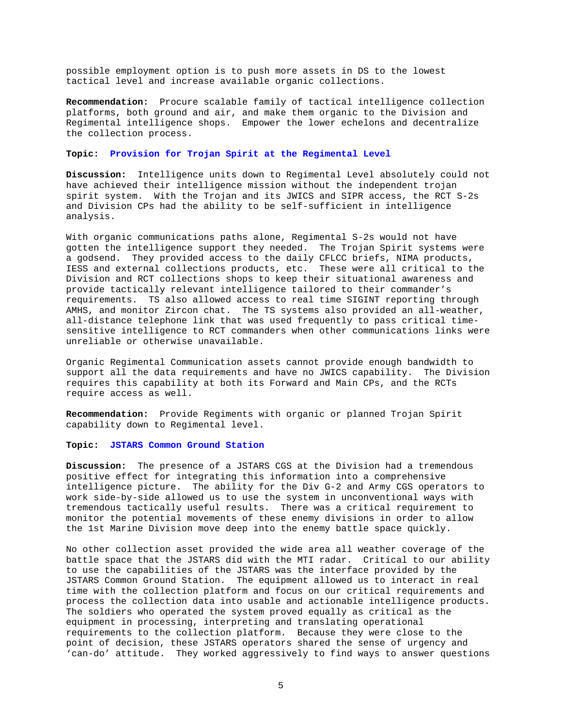possible employment option is to push more assets in DS to the lowest tactical level and increase available organic collections.

**Recommendation:** Procure scalable family of tactical intelligence collection platforms, both ground and air, and make them organic to the Division and Regimental intelligence shops. Empower the lower echelons and decentralize the collection process.

**Topic: Provision for Trojan Spirit at the Regimental Level**

**Discussion:** Intelligence units down to Regimental Level absolutely could not have achieved their intelligence mission without the independent trojan spirit system. With the Trojan and its JWICS and SIPR access, the RCT S-2s and Division CPs had the ability to be self-sufficient in intelligence analysis.

With organic communications paths alone, Regimental S-2s would not have gotten the intelligence support they needed. The Trojan Spirit systems were a godsend. They provided access to the daily CFLCC briefs, NIMA products, IESS and external collections products, etc. These were all critical to the Division and RCT collections shops to keep their situational awareness and provide tactically relevant intelligence tailored to their commander's requirements. TS also allowed access to real time SIGINT reporting through AMHS, and monitor Zircon chat. The TS systems also provided an all-weather, all-distance telephone link that was used frequently to pass critical time-sensitive intelligence to RCT commanders when other communications links were unreliable or otherwise unavailable.

Organic Regimental Communication assets cannot provide enough bandwidth to support all the data requirements and have no JWICS capability. The Division requires this capability at both its Forward and Main CPs, and the RCTs require access as well.

**Recommendation:** Provide Regiments with organic or planned Trojan Spirit capability down to Regimental level.

**Topic: JSTARS Common Ground Station**

**Discussion:** The presence of a JSTARS CGS at the Division had a tremendous positive effect for integrating this information into a comprehensive intelligence picture. The ability for the Div G-2 and Army CGS operators to work side-by-side allowed us to use the system in unconventional ways with tremendous tactically useful results. There was a critical requirement to monitor the potential movements of these enemy divisions in order to allow the 1st Marine Division move deep into the enemy battle space quickly.

No other collection asset provided the wide area all weather coverage of the battle space that the JSTARS did with the MTI radar. Critical to our ability to use the capabilities of the JSTARS was the interface provided by the JSTARS Common Ground Station. The equipment allowed us to interact in real time with the collection platform and focus on our critical requirements and process the collection data into usable and actionable intelligence products. The soldiers who operated the system proved equally as critical as the equipment in processing, interpreting and translating operational requirements to the collection platform. Because they were close to the point of decision, these JSTARS operators shared the sense of urgency and 'can-do' attitude. They worked aggressively to find ways to answer questions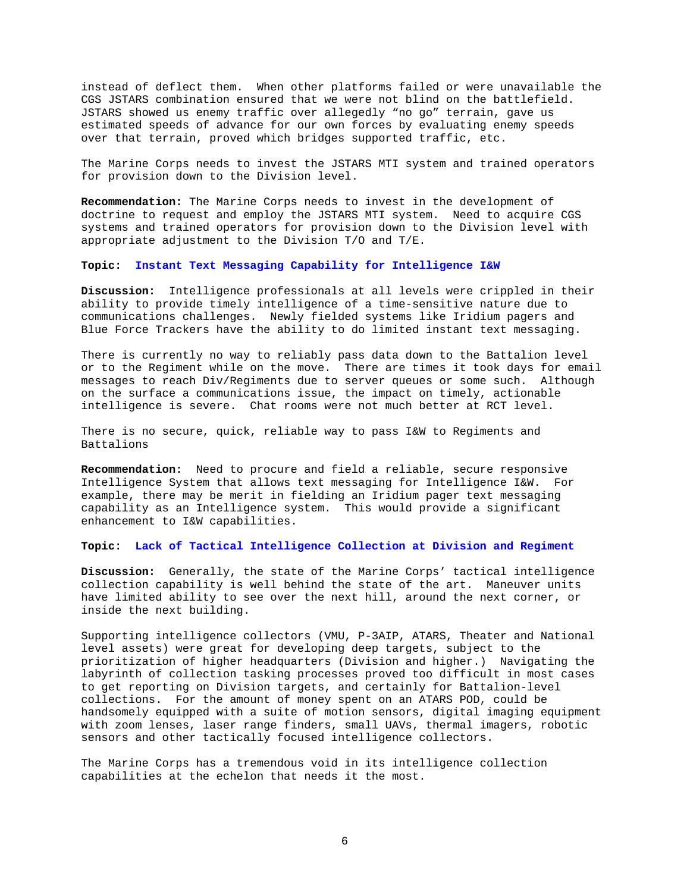instead of deflect them. When other platforms failed or were unavailable the CGS JSTARS combination ensured that we were not blind on the battlefield. JSTARS showed us enemy traffic over allegedly "no go" terrain, gave us estimated speeds of advance for our own forces by evaluating enemy speeds over that terrain, proved which bridges supported traffic, etc.

The Marine Corps needs to invest the JSTARS MTI system and trained operators for provision down to the Division level.

**Recommendation:** The Marine Corps needs to invest in the development of doctrine to request and employ the JSTARS MTI system. Need to acquire CGS systems and trained operators for provision down to the Division level with appropriate adjustment to the Division T/O and T/E.

**Topic: Instant Text Messaging Capability for Intelligence I&W**

**Discussion:** Intelligence professionals at all levels were crippled in their ability to provide timely intelligence of a time-sensitive nature due to communications challenges. Newly fielded systems like Iridium pagers and Blue Force Trackers have the ability to do limited instant text messaging.

There is currently no way to reliably pass data down to the Battalion level or to the Regiment while on the move. There are times it took days for email messages to reach Div/Regiments due to server queues or some such. Although on the surface a communications issue, the impact on timely, actionable intelligence is severe. Chat rooms were not much better at RCT level.

There is no secure, quick, reliable way to pass I&W to Regiments and Battalions

**Recommendation:** Need to procure and field a reliable, secure responsive Intelligence System that allows text messaging for Intelligence I&W. For example, there may be merit in fielding an Iridium pager text messaging capability as an Intelligence system. This would provide a significant enhancement to I&W capabilities.

**Topic: Lack of Tactical Intelligence Collection at Division and Regiment**

**Discussion:** Generally, the state of the Marine Corps' tactical intelligence collection capability is well behind the state of the art. Maneuver units have limited ability to see over the next hill, around the next corner, or inside the next building.

Supporting intelligence collectors (VMU, P-3AIP, ATARS, Theater and National level assets) were great for developing deep targets, subject to the prioritization of higher headquarters (Division and higher.) Navigating the labyrinth of collection tasking processes proved too difficult in most cases to get reporting on Division targets, and certainly for Battalion-level collections. For the amount of money spent on an ATARS POD, could be handsomely equipped with a suite of motion sensors, digital imaging equipment with zoom lenses, laser range finders, small UAVs, thermal imagers, robotic sensors and other tactically focused intelligence collectors.

The Marine Corps has a tremendous void in its intelligence collection capabilities at the echelon that needs it the most.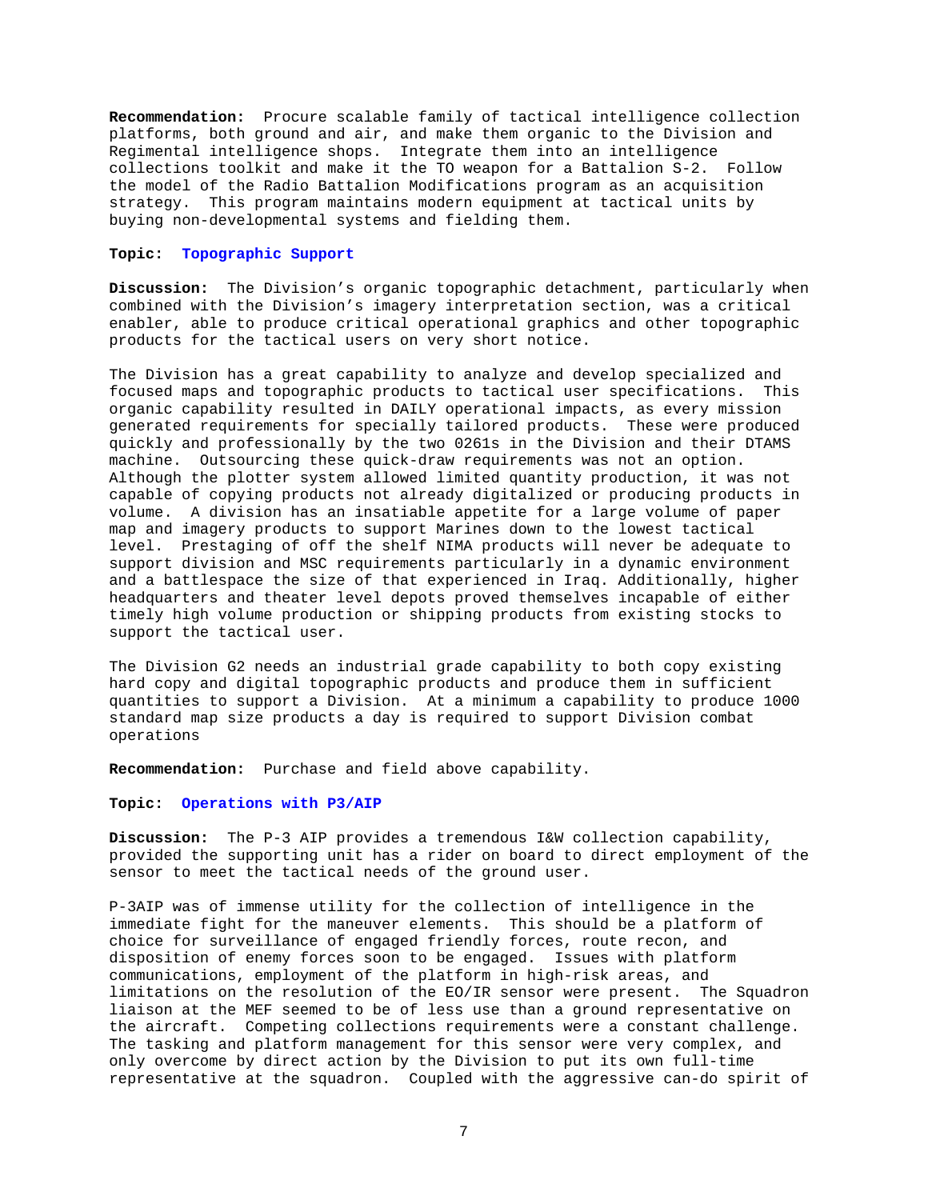**Recommendation:** Procure scalable family of tactical intelligence collection platforms, both ground and air, and make them organic to the Division and Regimental intelligence shops. Integrate them into an intelligence collections toolkit and make it the TO weapon for a Battalion S-2. Follow the model of the Radio Battalion Modifications program as an acquisition strategy. This program maintains modern equipment at tactical units by buying non-developmental systems and fielding them.

**Topic: Topographic Support**

**Discussion:** The Division's organic topographic detachment, particularly when combined with the Division's imagery interpretation section, was a critical enabler, able to produce critical operational graphics and other topographic products for the tactical users on very short notice.

The Division has a great capability to analyze and develop specialized and focused maps and topographic products to tactical user specifications. This organic capability resulted in DAILY operational impacts, as every mission generated requirements for specially tailored products. These were produced quickly and professionally by the two 0261s in the Division and their DTAMS machine. Outsourcing these quick-draw requirements was not an option. Although the plotter system allowed limited quantity production, it was not capable of copying products not already digitalized or producing products in volume. A division has an insatiable appetite for a large volume of paper map and imagery products to support Marines down to the lowest tactical level. Prestaging of off the shelf NIMA products will never be adequate to support division and MSC requirements particularly in a dynamic environment and a battlespace the size of that experienced in Iraq. Additionally, higher headquarters and theater level depots proved themselves incapable of either timely high volume production or shipping products from existing stocks to support the tactical user.

The Division G2 needs an industrial grade capability to both copy existing hard copy and digital topographic products and produce them in sufficient quantities to support a Division. At a minimum a capability to produce 1000 standard map size products a day is required to support Division combat operations

**Recommendation:** Purchase and field above capability.

**Topic: Operations with P3/AIP**

**Discussion:** The P-3 AIP provides a tremendous I&W collection capability, provided the supporting unit has a rider on board to direct employment of the sensor to meet the tactical needs of the ground user.

P-3AIP was of immense utility for the collection of intelligence in the immediate fight for the maneuver elements. This should be a platform of choice for surveillance of engaged friendly forces, route recon, and disposition of enemy forces soon to be engaged. Issues with platform communications, employment of the platform in high-risk areas, and limitations on the resolution of the EO/IR sensor were present. The Squadron liaison at the MEF seemed to be of less use than a ground representative on the aircraft. Competing collections requirements were a constant challenge. The tasking and platform management for this sensor were very complex, and only overcome by direct action by the Division to put its own full-time representative at the squadron. Coupled with the aggressive can-do spirit of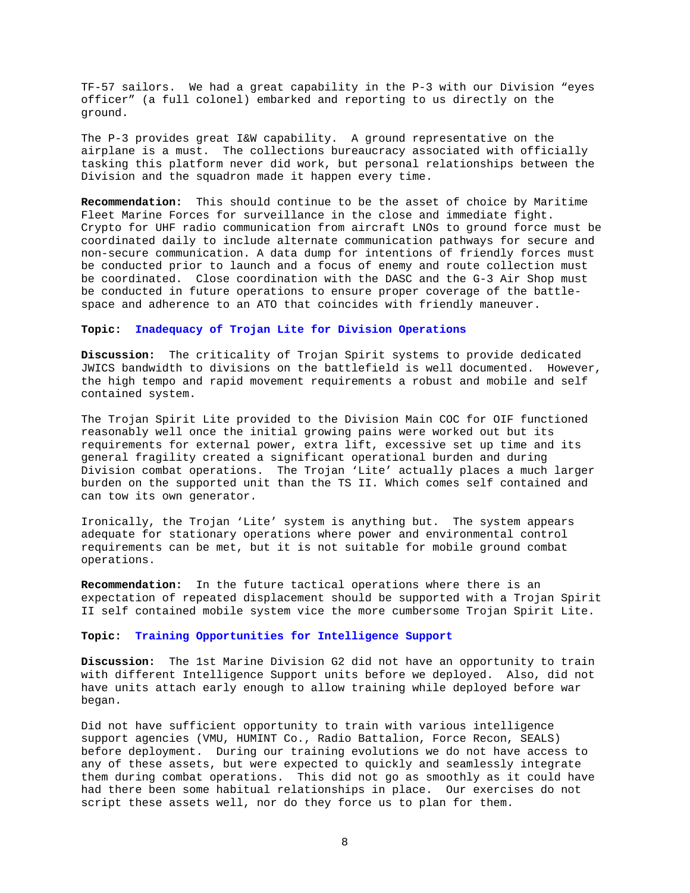TF-57 sailors. We had a great capability in the P-3 with our Division "eyes officer" (a full colonel) embarked and reporting to us directly on the ground.

The P-3 provides great I&W capability. A ground representative on the airplane is a must. The collections bureaucracy associated with officially tasking this platform never did work, but personal relationships between the Division and the squadron made it happen every time.

**Recommendation:** This should continue to be the asset of choice by Maritime Fleet Marine Forces for surveillance in the close and immediate fight. Crypto for UHF radio communication from aircraft LNOs to ground force must be coordinated daily to include alternate communication pathways for secure and non-secure communication. A data dump for intentions of friendly forces must be conducted prior to launch and a focus of enemy and route collection must be coordinated. Close coordination with the DASC and the G-3 Air Shop must be conducted in future operations to ensure proper coverage of the battle-space and adherence to an ATO that coincides with friendly maneuver.

**Topic: Inadequacy of Trojan Lite for Division Operations**

**Discussion:** The criticality of Trojan Spirit systems to provide dedicated JWICS bandwidth to divisions on the battlefield is well documented. However, the high tempo and rapid movement requirements a robust and mobile and self contained system.

The Trojan Spirit Lite provided to the Division Main COC for OIF functioned reasonably well once the initial growing pains were worked out but its requirements for external power, extra lift, excessive set up time and its general fragility created a significant operational burden and during Division combat operations. The Trojan 'Lite' actually places a much larger burden on the supported unit than the TS II. Which comes self contained and can tow its own generator.

Ironically, the Trojan 'Lite' system is anything but. The system appears adequate for stationary operations where power and environmental control requirements can be met, but it is not suitable for mobile ground combat operations.

**Recommendation:** In the future tactical operations where there is an expectation of repeated displacement should be supported with a Trojan Spirit II self contained mobile system vice the more cumbersome Trojan Spirit Lite.

**Topic: Training Opportunities for Intelligence Support**

**Discussion:** The 1st Marine Division G2 did not have an opportunity to train with different Intelligence Support units before we deployed. Also, did not have units attach early enough to allow training while deployed before war began.

Did not have sufficient opportunity to train with various intelligence support agencies (VMU, HUMINT Co., Radio Battalion, Force Recon, SEALS) before deployment. During our training evolutions we do not have access to any of these assets, but were expected to quickly and seamlessly integrate them during combat operations. This did not go as smoothly as it could have had there been some habitual relationships in place. Our exercises do not script these assets well, nor do they force us to plan for them.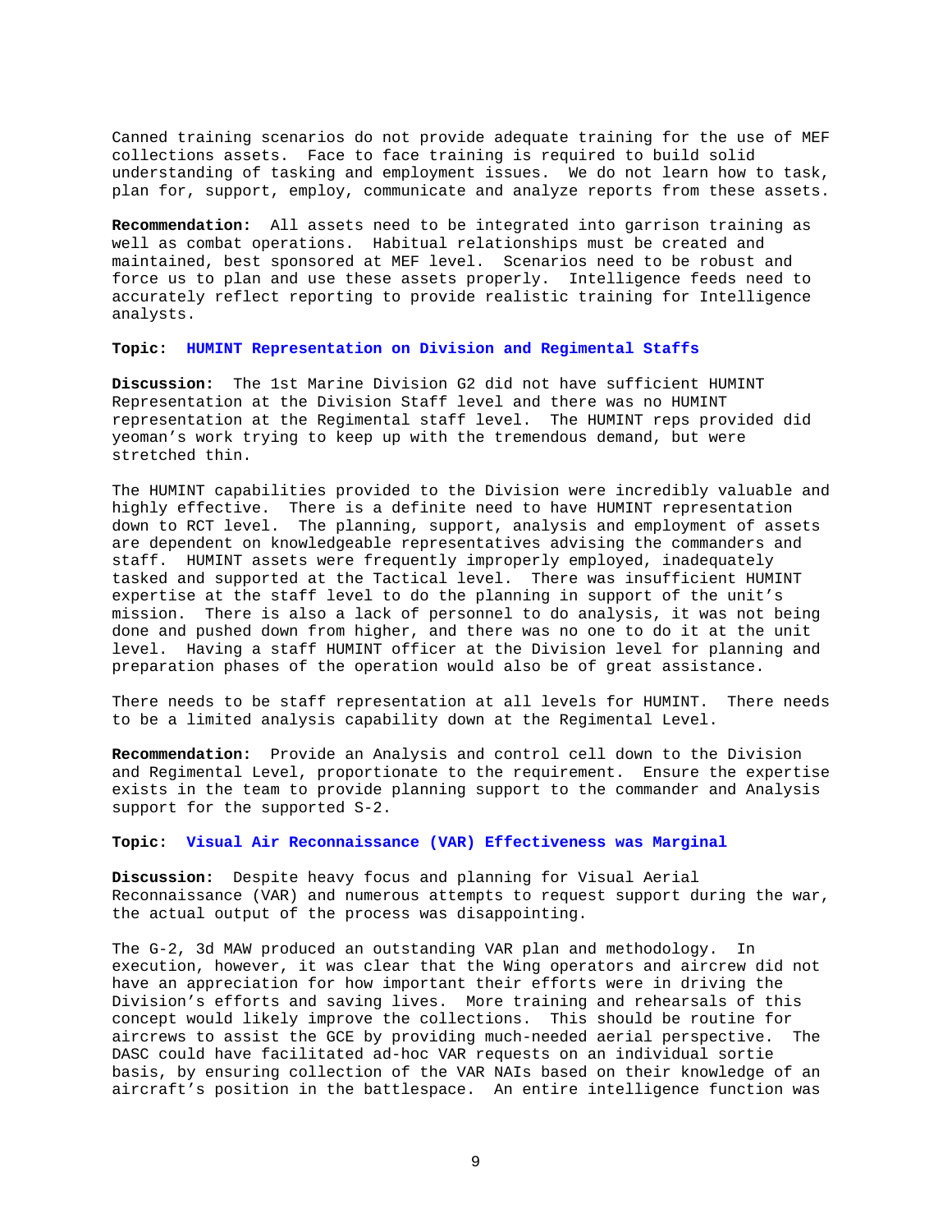Canned training scenarios do not provide adequate training for the use of MEF collections assets. Face to face training is required to build solid understanding of tasking and employment issues. We do not learn how to task, plan for, support, employ, communicate and analyze reports from these assets.

**Recommendation:** All assets need to be integrated into garrison training as well as combat operations. Habitual relationships must be created and maintained, best sponsored at MEF level. Scenarios need to be robust and force us to plan and use these assets properly. Intelligence feeds need to accurately reflect reporting to provide realistic training for Intelligence analysts.

**Topic: HUMINT Representation on Division and Regimental Staffs**

**Discussion:** The 1st Marine Division G2 did not have sufficient HUMINT Representation at the Division Staff level and there was no HUMINT representation at the Regimental staff level. The HUMINT reps provided did yeoman's work trying to keep up with the tremendous demand, but were stretched thin.

The HUMINT capabilities provided to the Division were incredibly valuable and highly effective. There is a definite need to have HUMINT representation down to RCT level. The planning, support, analysis and employment of assets are dependent on knowledgeable representatives advising the commanders and staff. HUMINT assets were frequently improperly employed, inadequately tasked and supported at the Tactical level. There was insufficient HUMINT expertise at the staff level to do the planning in support of the unit's mission. There is also a lack of personnel to do analysis, it was not being done and pushed down from higher, and there was no one to do it at the unit level. Having a staff HUMINT officer at the Division level for planning and preparation phases of the operation would also be of great assistance.

There needs to be staff representation at all levels for HUMINT. There needs to be a limited analysis capability down at the Regimental Level.

**Recommendation:** Provide an Analysis and control cell down to the Division and Regimental Level, proportionate to the requirement. Ensure the expertise exists in the team to provide planning support to the commander and Analysis support for the supported S-2.

**Topic: Visual Air Reconnaissance (VAR) Effectiveness was Marginal**

**Discussion:** Despite heavy focus and planning for Visual Aerial Reconnaissance (VAR) and numerous attempts to request support during the war, the actual output of the process was disappointing.

The G-2, 3d MAW produced an outstanding VAR plan and methodology. In execution, however, it was clear that the Wing operators and aircrew did not have an appreciation for how important their efforts were in driving the Division's efforts and saving lives. More training and rehearsals of this concept would likely improve the collections. This should be routine for aircrews to assist the GCE by providing much-needed aerial perspective. The DASC could have facilitated ad-hoc VAR requests on an individual sortie basis, by ensuring collection of the VAR NAIs based on their knowledge of an aircraft's position in the battlespace. An entire intelligence function was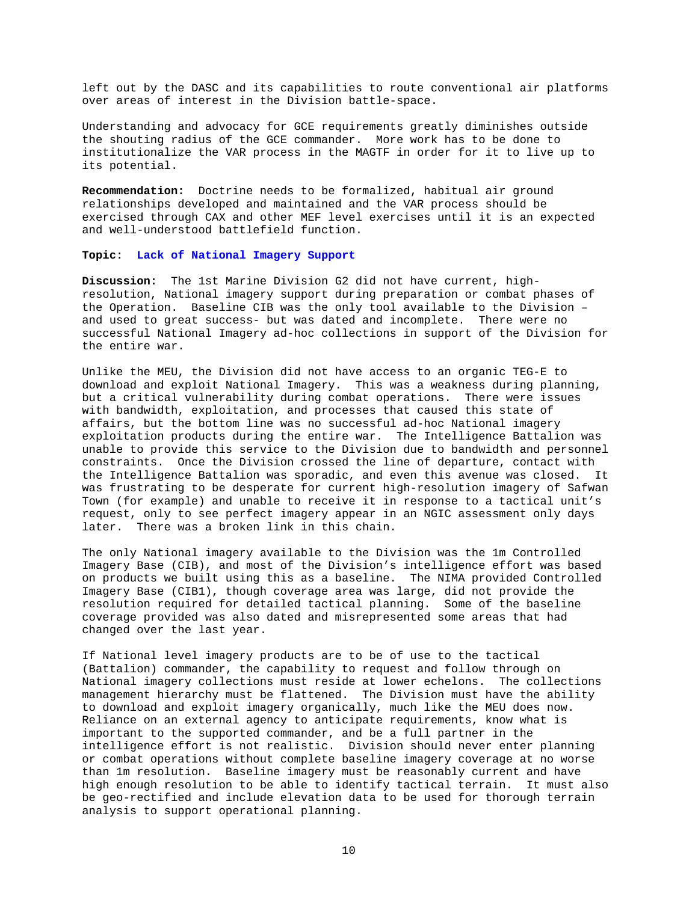left out by the DASC and its capabilities to route conventional air platforms over areas of interest in the Division battle-space.

Understanding and advocacy for GCE requirements greatly diminishes outside the shouting radius of the GCE commander. More work has to be done to institutionalize the VAR process in the MAGTF in order for it to live up to its potential.

**Recommendation:** Doctrine needs to be formalized, habitual air ground relationships developed and maintained and the VAR process should be exercised through CAX and other MEF level exercises until it is an expected and well-understood battlefield function.

**Topic: Lack of National Imagery Support**

**Discussion:** The 1st Marine Division G2 did not have current, high-resolution, National imagery support during preparation or combat phases of the Operation. Baseline CIB was the only tool available to the Division – and used to great success- but was dated and incomplete. There were no successful National Imagery ad-hoc collections in support of the Division for the entire war.

Unlike the MEU, the Division did not have access to an organic TEG-E to download and exploit National Imagery. This was a weakness during planning, but a critical vulnerability during combat operations. There were issues with bandwidth, exploitation, and processes that caused this state of affairs, but the bottom line was no successful ad-hoc National imagery exploitation products during the entire war. The Intelligence Battalion was unable to provide this service to the Division due to bandwidth and personnel constraints. Once the Division crossed the line of departure, contact with the Intelligence Battalion was sporadic, and even this avenue was closed. It was frustrating to be desperate for current high-resolution imagery of Safwan Town (for example) and unable to receive it in response to a tactical unit's request, only to see perfect imagery appear in an NGIC assessment only days later. There was a broken link in this chain.

The only National imagery available to the Division was the 1m Controlled Imagery Base (CIB), and most of the Division's intelligence effort was based on products we built using this as a baseline. The NIMA provided Controlled Imagery Base (CIB1), though coverage area was large, did not provide the resolution required for detailed tactical planning. Some of the baseline coverage provided was also dated and misrepresented some areas that had changed over the last year.

If National level imagery products are to be of use to the tactical (Battalion) commander, the capability to request and follow through on National imagery collections must reside at lower echelons. The collections management hierarchy must be flattened. The Division must have the ability to download and exploit imagery organically, much like the MEU does now. Reliance on an external agency to anticipate requirements, know what is important to the supported commander, and be a full partner in the intelligence effort is not realistic. Division should never enter planning or combat operations without complete baseline imagery coverage at no worse than 1m resolution. Baseline imagery must be reasonably current and have high enough resolution to be able to identify tactical terrain. It must also be geo-rectified and include elevation data to be used for thorough terrain analysis to support operational planning.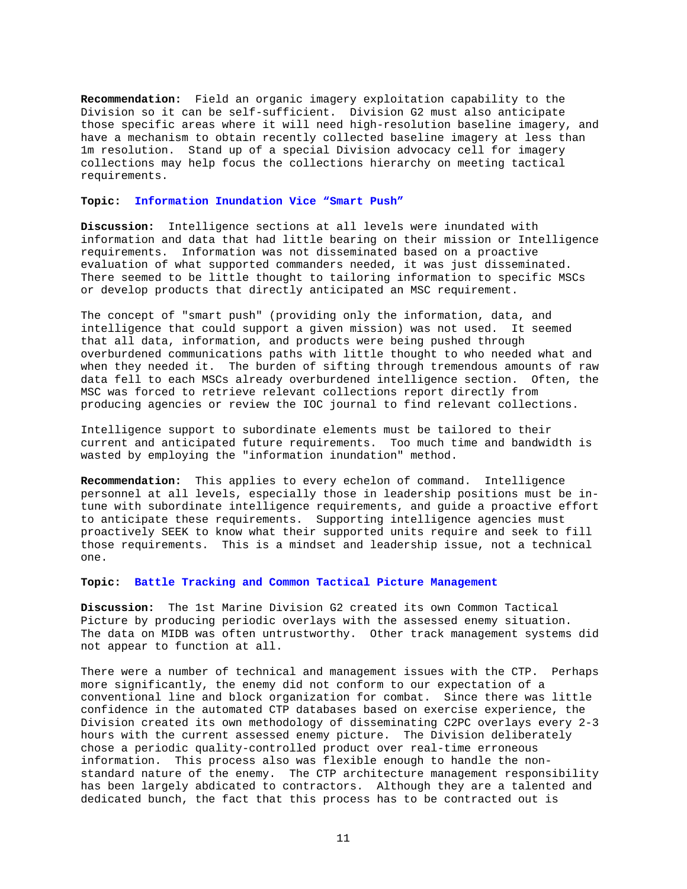**Recommendation:** Field an organic imagery exploitation capability to the Division so it can be self-sufficient. Division G2 must also anticipate those specific areas where it will need high-resolution baseline imagery, and have a mechanism to obtain recently collected baseline imagery at less than 1m resolution. Stand up of a special Division advocacy cell for imagery collections may help focus the collections hierarchy on meeting tactical requirements.

**Topic: Information Inundation Vice "Smart Push"**

**Discussion:** Intelligence sections at all levels were inundated with information and data that had little bearing on their mission or Intelligence requirements. Information was not disseminated based on a proactive evaluation of what supported commanders needed, it was just disseminated. There seemed to be little thought to tailoring information to specific MSCs or develop products that directly anticipated an MSC requirement.

The concept of "smart push" (providing only the information, data, and intelligence that could support a given mission) was not used. It seemed that all data, information, and products were being pushed through overburdened communications paths with little thought to who needed what and when they needed it. The burden of sifting through tremendous amounts of raw data fell to each MSCs already overburdened intelligence section. Often, the MSC was forced to retrieve relevant collections report directly from producing agencies or review the IOC journal to find relevant collections.

Intelligence support to subordinate elements must be tailored to their current and anticipated future requirements. Too much time and bandwidth is wasted by employing the "information inundation" method.

**Recommendation:** This applies to every echelon of command. Intelligence personnel at all levels, especially those in leadership positions must be in-tune with subordinate intelligence requirements, and guide a proactive effort to anticipate these requirements. Supporting intelligence agencies must proactively SEEK to know what their supported units require and seek to fill those requirements. This is a mindset and leadership issue, not a technical one.

**Topic: Battle Tracking and Common Tactical Picture Management**

**Discussion:** The 1st Marine Division G2 created its own Common Tactical Picture by producing periodic overlays with the assessed enemy situation. The data on MIDB was often untrustworthy. Other track management systems did not appear to function at all.

There were a number of technical and management issues with the CTP. Perhaps more significantly, the enemy did not conform to our expectation of a conventional line and block organization for combat. Since there was little confidence in the automated CTP databases based on exercise experience, the Division created its own methodology of disseminating C2PC overlays every 2-3 hours with the current assessed enemy picture. The Division deliberately chose a periodic quality-controlled product over real-time erroneous information. This process also was flexible enough to handle the non-standard nature of the enemy. The CTP architecture management responsibility has been largely abdicated to contractors. Although they are a talented and dedicated bunch, the fact that this process has to be contracted out is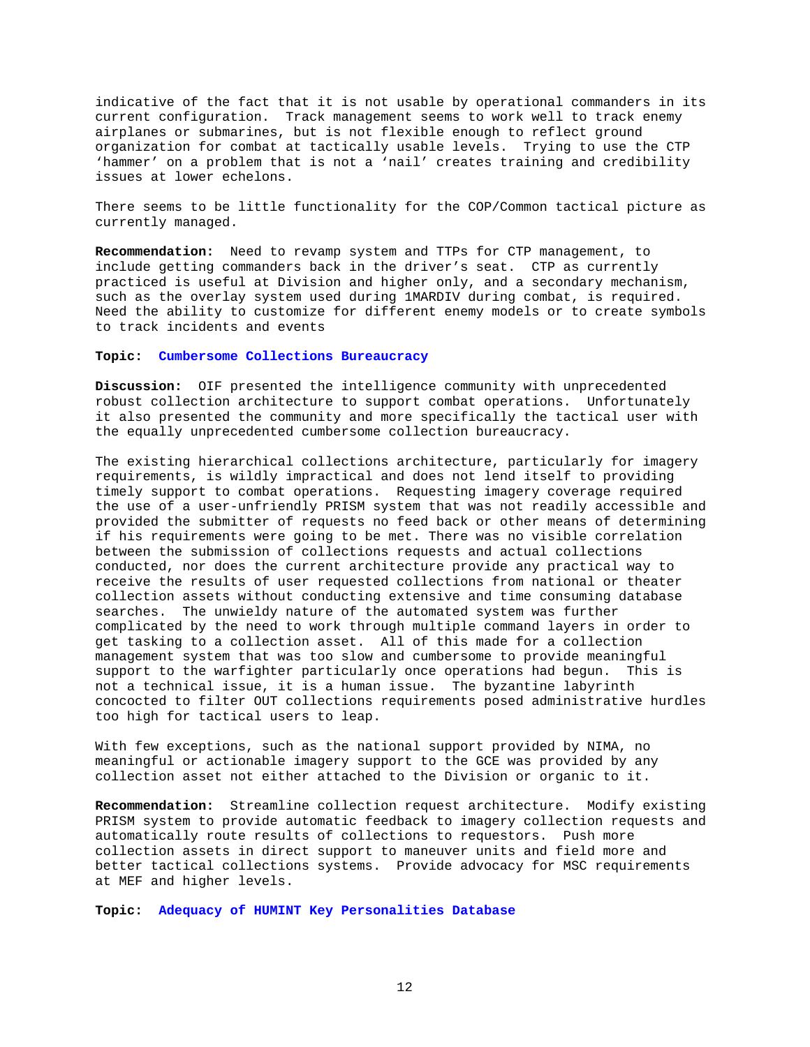indicative of the fact that it is not usable by operational commanders in its current configuration. Track management seems to work well to track enemy airplanes or submarines, but is not flexible enough to reflect ground organization for combat at tactically usable levels. Trying to use the CTP 'hammer' on a problem that is not a 'nail' creates training and credibility issues at lower echelons.

There seems to be little functionality for the COP/Common tactical picture as currently managed.

**Recommendation:** Need to revamp system and TTPs for CTP management, to include getting commanders back in the driver's seat. CTP as currently practiced is useful at Division and higher only, and a secondary mechanism, such as the overlay system used during 1MARDIV during combat, is required. Need the ability to customize for different enemy models or to create symbols to track incidents and events

**Topic: Cumbersome Collections Bureaucracy**

**Discussion:** OIF presented the intelligence community with unprecedented robust collection architecture to support combat operations. Unfortunately it also presented the community and more specifically the tactical user with the equally unprecedented cumbersome collection bureaucracy.

The existing hierarchical collections architecture, particularly for imagery requirements, is wildly impractical and does not lend itself to providing timely support to combat operations. Requesting imagery coverage required the use of a user-unfriendly PRISM system that was not readily accessible and provided the submitter of requests no feed back or other means of determining if his requirements were going to be met. There was no visible correlation between the submission of collections requests and actual collections conducted, nor does the current architecture provide any practical way to receive the results of user requested collections from national or theater collection assets without conducting extensive and time consuming database searches. The unwieldy nature of the automated system was further complicated by the need to work through multiple command layers in order to get tasking to a collection asset. All of this made for a collection management system that was too slow and cumbersome to provide meaningful support to the warfighter particularly once operations had begun. This is not a technical issue, it is a human issue. The byzantine labyrinth concocted to filter OUT collections requirements posed administrative hurdles too high for tactical users to leap.

With few exceptions, such as the national support provided by NIMA, no meaningful or actionable imagery support to the GCE was provided by any collection asset not either attached to the Division or organic to it.

**Recommendation:** Streamline collection request architecture. Modify existing PRISM system to provide automatic feedback to imagery collection requests and automatically route results of collections to requestors. Push more collection assets in direct support to maneuver units and field more and better tactical collections systems. Provide advocacy for MSC requirements at MEF and higher levels.

**Topic: Adequacy of HUMINT Key Personalities Database**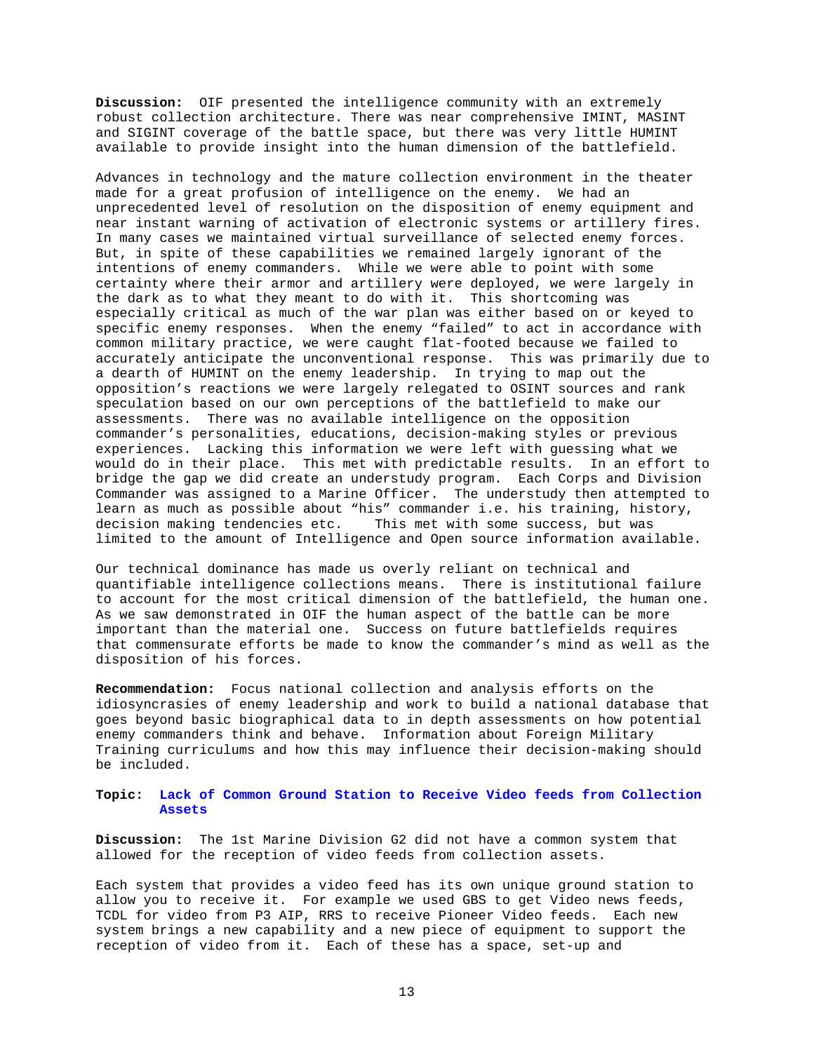**Discussion:** OIF presented the intelligence community with an extremely robust collection architecture. There was near comprehensive IMINT, MASINT and SIGINT coverage of the battle space, but there was very little HUMINT available to provide insight into the human dimension of the battlefield.

Advances in technology and the mature collection environment in the theater made for a great profusion of intelligence on the enemy. We had an unprecedented level of resolution on the disposition of enemy equipment and near instant warning of activation of electronic systems or artillery fires. In many cases we maintained virtual surveillance of selected enemy forces. But, in spite of these capabilities we remained largely ignorant of the intentions of enemy commanders. While we were able to point with some certainty where their armor and artillery were deployed, we were largely in the dark as to what they meant to do with it. This shortcoming was especially critical as much of the war plan was either based on or keyed to specific enemy responses. When the enemy "failed" to act in accordance with common military practice, we were caught flat-footed because we failed to accurately anticipate the unconventional response. This was primarily due to a dearth of HUMINT on the enemy leadership. In trying to map out the opposition's reactions we were largely relegated to OSINT sources and rank speculation based on our own perceptions of the battlefield to make our assessments. There was no available intelligence on the opposition commander's personalities, educations, decision-making styles or previous experiences. Lacking this information we were left with guessing what we would do in their place. This met with predictable results. In an effort to bridge the gap we did create an understudy program. Each Corps and Division Commander was assigned to a Marine Officer. The understudy then attempted to learn as much as possible about "his" commander i.e. his training, history, decision making tendencies etc. This met with some success, but was limited to the amount of Intelligence and Open source information available.

Our technical dominance has made us overly reliant on technical and quantifiable intelligence collections means. There is institutional failure to account for the most critical dimension of the battlefield, the human one. As we saw demonstrated in OIF the human aspect of the battle can be more important than the material one. Success on future battlefields requires that commensurate efforts be made to know the commander's mind as well as the disposition of his forces.

**Recommendation:** Focus national collection and analysis efforts on the idiosyncrasies of enemy leadership and work to build a national database that goes beyond basic biographical data to in depth assessments on how potential enemy commanders think and behave. Information about Foreign Military Training curriculums and how this may influence their decision-making should be included.

**Topic: Lack of Common Ground Station to Receive Video feeds from Collection Assets**

**Discussion:** The 1st Marine Division G2 did not have a common system that allowed for the reception of video feeds from collection assets.

Each system that provides a video feed has its own unique ground station to allow you to receive it. For example we used GBS to get Video news feeds, TCDL for video from P3 AIP, RRS to receive Pioneer Video feeds. Each new system brings a new capability and a new piece of equipment to support the reception of video from it. Each of these has a space, set-up and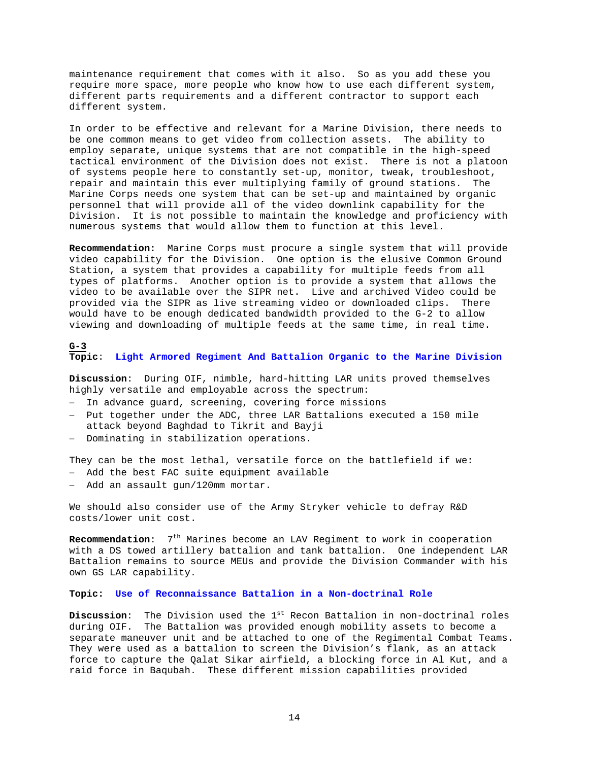maintenance requirement that comes with it also. So as you add these you require more space, more people who know how to use each different system, different parts requirements and a different contractor to support each different system.

In order to be effective and relevant for a Marine Division, there needs to be one common means to get video from collection assets. The ability to employ separate, unique systems that are not compatible in the high-speed tactical environment of the Division does not exist. There is not a platoon of systems people here to constantly set-up, monitor, tweak, troubleshoot, repair and maintain this ever multiplying family of ground stations. The Marine Corps needs one system that can be set-up and maintained by organic personnel that will provide all of the video downlink capability for the Division. It is not possible to maintain the knowledge and proficiency with numerous systems that would allow them to function at this level.

**Recommendation:** Marine Corps must procure a single system that will provide video capability for the Division. One option is the elusive Common Ground Station, a system that provides a capability for multiple feeds from all types of platforms. Another option is to provide a system that allows the video to be available over the SIPR net. Live and archived Video could be provided via the SIPR as live streaming video or downloaded clips. There would have to be enough dedicated bandwidth provided to the G-2 to allow viewing and downloading of multiple feeds at the same time, in real time.

## G-3

**Topic**: **Light Armored Regiment And Battalion Organic to the Marine Division**

**Discussion**: During OIF, nimble, hard-hitting LAR units proved themselves highly versatile and employable across the spectrum:

- In advance guard, screening, covering force missions
- Put together under the ADC, three LAR Battalions executed a 150 mile attack beyond Baghdad to Tikrit and Bayji
- Dominating in stabilization operations.

They can be the most lethal, versatile force on the battlefield if we:

- Add the best FAC suite equipment available
- Add an assault gun/120mm mortar.

We should also consider use of the Army Stryker vehicle to defray R&D costs/lower unit cost.

**Recommendation**: 7th Marines become an LAV Regiment to work in cooperation with a DS towed artillery battalion and tank battalion. One independent LAR Battalion remains to source MEUs and provide the Division Commander with his own GS LAR capability.

**Topic: Use of Reconnaissance Battalion in a Non-doctrinal Role**

**Discussion**: The Division used the 1st Recon Battalion in non-doctrinal roles during OIF. The Battalion was provided enough mobility assets to become a separate maneuver unit and be attached to one of the Regimental Combat Teams. They were used as a battalion to screen the Division's flank, as an attack force to capture the Qalat Sikar airfield, a blocking force in Al Kut, and a raid force in Baqubah. These different mission capabilities provided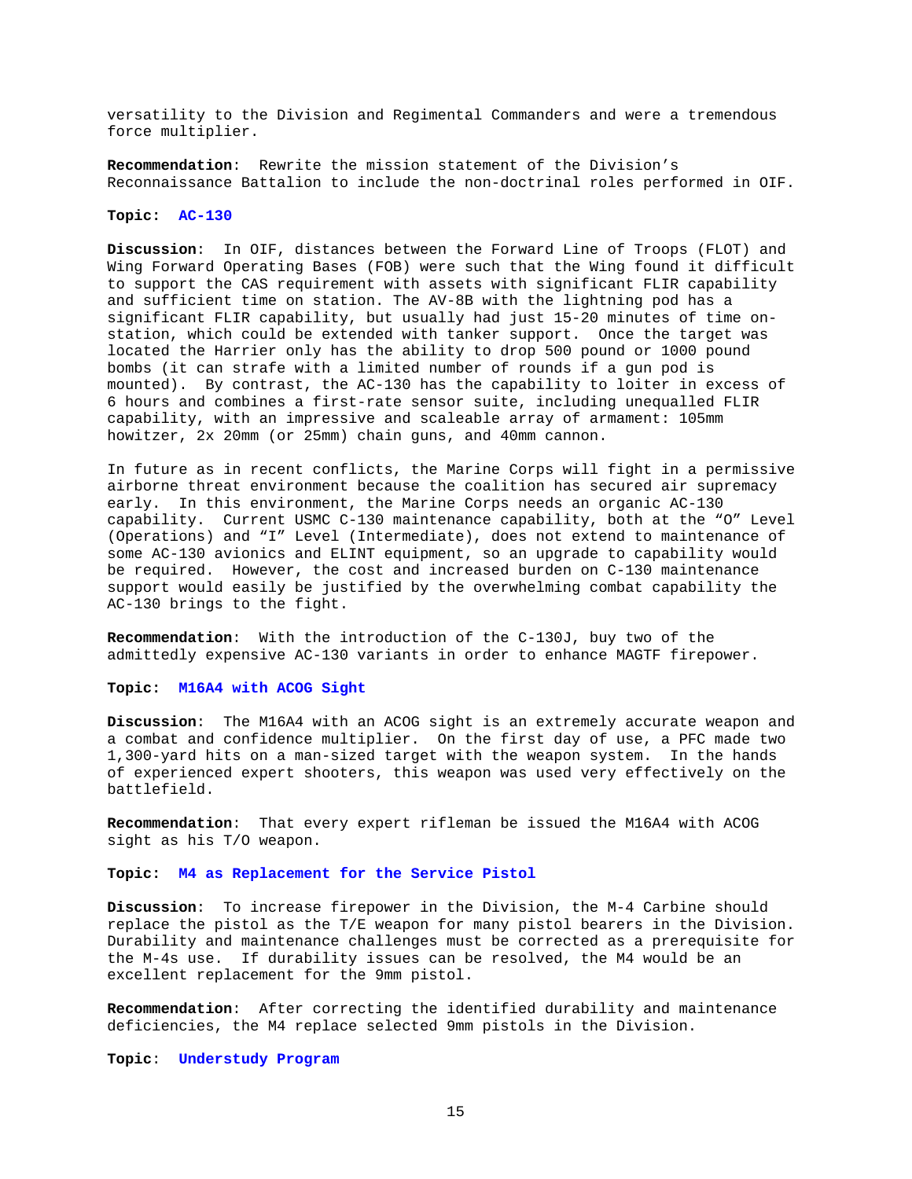versatility to the Division and Regimental Commanders and were a tremendous force multiplier.

**Recommendation**: Rewrite the mission statement of the Division's Reconnaissance Battalion to include the non-doctrinal roles performed in OIF.

**Topic: AC-130**

**Discussion**: In OIF, distances between the Forward Line of Troops (FLOT) and Wing Forward Operating Bases (FOB) were such that the Wing found it difficult to support the CAS requirement with assets with significant FLIR capability and sufficient time on station. The AV-8B with the lightning pod has a significant FLIR capability, but usually had just 15-20 minutes of time on-station, which could be extended with tanker support. Once the target was located the Harrier only has the ability to drop 500 pound or 1000 pound bombs (it can strafe with a limited number of rounds if a gun pod is mounted). By contrast, the AC-130 has the capability to loiter in excess of 6 hours and combines a first-rate sensor suite, including unequalled FLIR capability, with an impressive and scaleable array of armament: 105mm howitzer, 2x 20mm (or 25mm) chain guns, and 40mm cannon.

In future as in recent conflicts, the Marine Corps will fight in a permissive airborne threat environment because the coalition has secured air supremacy early. In this environment, the Marine Corps needs an organic AC-130 capability. Current USMC C-130 maintenance capability, both at the "O" Level (Operations) and "I" Level (Intermediate), does not extend to maintenance of some AC-130 avionics and ELINT equipment, so an upgrade to capability would be required. However, the cost and increased burden on C-130 maintenance support would easily be justified by the overwhelming combat capability the AC-130 brings to the fight.

**Recommendation**: With the introduction of the C-130J, buy two of the admittedly expensive AC-130 variants in order to enhance MAGTF firepower.

**Topic: M16A4 with ACOG Sight**

**Discussion**: The M16A4 with an ACOG sight is an extremely accurate weapon and a combat and confidence multiplier. On the first day of use, a PFC made two 1,300-yard hits on a man-sized target with the weapon system. In the hands of experienced expert shooters, this weapon was used very effectively on the battlefield.

**Recommendation**: That every expert rifleman be issued the M16A4 with ACOG sight as his T/O weapon.

**Topic: M4 as Replacement for the Service Pistol**

**Discussion**: To increase firepower in the Division, the M-4 Carbine should replace the pistol as the T/E weapon for many pistol bearers in the Division. Durability and maintenance challenges must be corrected as a prerequisite for the M-4s use. If durability issues can be resolved, the M4 would be an excellent replacement for the 9mm pistol.

**Recommendation**: After correcting the identified durability and maintenance deficiencies, the M4 replace selected 9mm pistols in the Division.

**Topic**: **Understudy Program**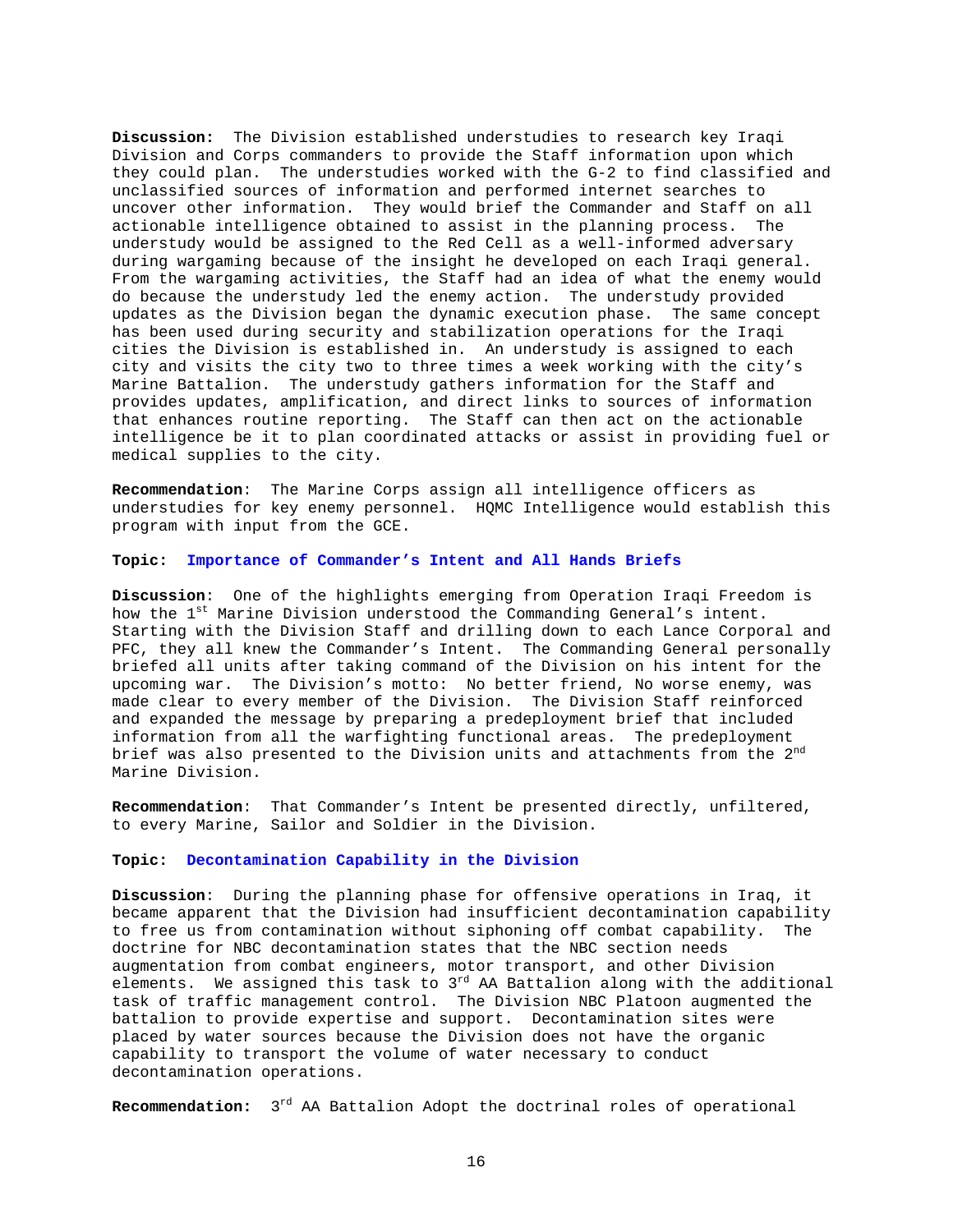**Discussion:** The Division established understudies to research key Iraqi Division and Corps commanders to provide the Staff information upon which they could plan. The understudies worked with the G-2 to find classified and unclassified sources of information and performed internet searches to uncover other information. They would brief the Commander and Staff on all actionable intelligence obtained to assist in the planning process. The understudy would be assigned to the Red Cell as a well-informed adversary during wargaming because of the insight he developed on each Iraqi general. From the wargaming activities, the Staff had an idea of what the enemy would do because the understudy led the enemy action. The understudy provided updates as the Division began the dynamic execution phase. The same concept has been used during security and stabilization operations for the Iraqi cities the Division is established in. An understudy is assigned to each city and visits the city two to three times a week working with the city's Marine Battalion. The understudy gathers information for the Staff and provides updates, amplification, and direct links to sources of information that enhances routine reporting. The Staff can then act on the actionable intelligence be it to plan coordinated attacks or assist in providing fuel or medical supplies to the city.

**Recommendation**: The Marine Corps assign all intelligence officers as understudies for key enemy personnel. HQMC Intelligence would establish this program with input from the GCE.

**Topic: Importance of Commander's Intent and All Hands Briefs**

**Discussion**: One of the highlights emerging from Operation Iraqi Freedom is how the 1st Marine Division understood the Commanding General's intent. Starting with the Division Staff and drilling down to each Lance Corporal and PFC, they all knew the Commander's Intent. The Commanding General personally briefed all units after taking command of the Division on his intent for the upcoming war. The Division's motto: No better friend, No worse enemy, was made clear to every member of the Division. The Division Staff reinforced and expanded the message by preparing a predeployment brief that included information from all the warfighting functional areas. The predeployment brief was also presented to the Division units and attachments from the 2nd Marine Division.

**Recommendation**: That Commander's Intent be presented directly, unfiltered, to every Marine, Sailor and Soldier in the Division.

**Topic: Decontamination Capability in the Division**

**Discussion**: During the planning phase for offensive operations in Iraq, it became apparent that the Division had insufficient decontamination capability to free us from contamination without siphoning off combat capability. The doctrine for NBC decontamination states that the NBC section needs augmentation from combat engineers, motor transport, and other Division elements. We assigned this task to 3rd AA Battalion along with the additional task of traffic management control. The Division NBC Platoon augmented the battalion to provide expertise and support. Decontamination sites were placed by water sources because the Division does not have the organic capability to transport the volume of water necessary to conduct decontamination operations.

**Recommendation:** 3rd AA Battalion Adopt the doctrinal roles of operational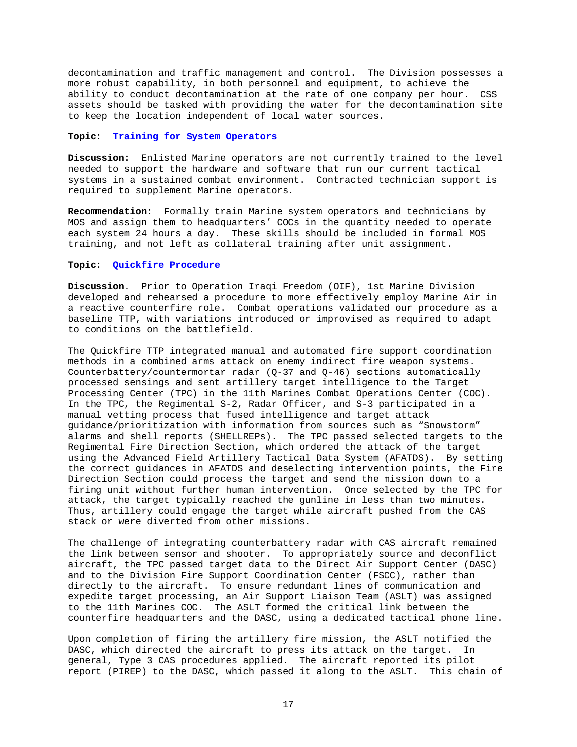decontamination and traffic management and control. The Division possesses a more robust capability, in both personnel and equipment, to achieve the ability to conduct decontamination at the rate of one company per hour. CSS assets should be tasked with providing the water for the decontamination site to keep the location independent of local water sources.

**Topic: Training for System Operators**

**Discussion:** Enlisted Marine operators are not currently trained to the level needed to support the hardware and software that run our current tactical systems in a sustained combat environment. Contracted technician support is required to supplement Marine operators.

**Recommendation**: Formally train Marine system operators and technicians by MOS and assign them to headquarters' COCs in the quantity needed to operate each system 24 hours a day. These skills should be included in formal MOS training, and not left as collateral training after unit assignment.

**Topic: Quickfire Procedure**

**Discussion**. Prior to Operation Iraqi Freedom (OIF), 1st Marine Division developed and rehearsed a procedure to more effectively employ Marine Air in a reactive counterfire role. Combat operations validated our procedure as a baseline TTP, with variations introduced or improvised as required to adapt to conditions on the battlefield.

The Quickfire TTP integrated manual and automated fire support coordination methods in a combined arms attack on enemy indirect fire weapon systems. Counterbattery/countermortar radar (Q-37 and Q-46) sections automatically processed sensings and sent artillery target intelligence to the Target Processing Center (TPC) in the 11th Marines Combat Operations Center (COC). In the TPC, the Regimental S-2, Radar Officer, and S-3 participated in a manual vetting process that fused intelligence and target attack guidance/prioritization with information from sources such as "Snowstorm" alarms and shell reports (SHELLREPs). The TPC passed selected targets to the Regimental Fire Direction Section, which ordered the attack of the target using the Advanced Field Artillery Tactical Data System (AFATDS). By setting the correct guidances in AFATDS and deselecting intervention points, the Fire Direction Section could process the target and send the mission down to a firing unit without further human intervention. Once selected by the TPC for attack, the target typically reached the gunline in less than two minutes. Thus, artillery could engage the target while aircraft pushed from the CAS stack or were diverted from other missions.

The challenge of integrating counterbattery radar with CAS aircraft remained the link between sensor and shooter. To appropriately source and deconflict aircraft, the TPC passed target data to the Direct Air Support Center (DASC) and to the Division Fire Support Coordination Center (FSCC), rather than directly to the aircraft. To ensure redundant lines of communication and expedite target processing, an Air Support Liaison Team (ASLT) was assigned to the 11th Marines COC. The ASLT formed the critical link between the counterfire headquarters and the DASC, using a dedicated tactical phone line.

Upon completion of firing the artillery fire mission, the ASLT notified the DASC, which directed the aircraft to press its attack on the target. In general, Type 3 CAS procedures applied. The aircraft reported its pilot report (PIREP) to the DASC, which passed it along to the ASLT. This chain of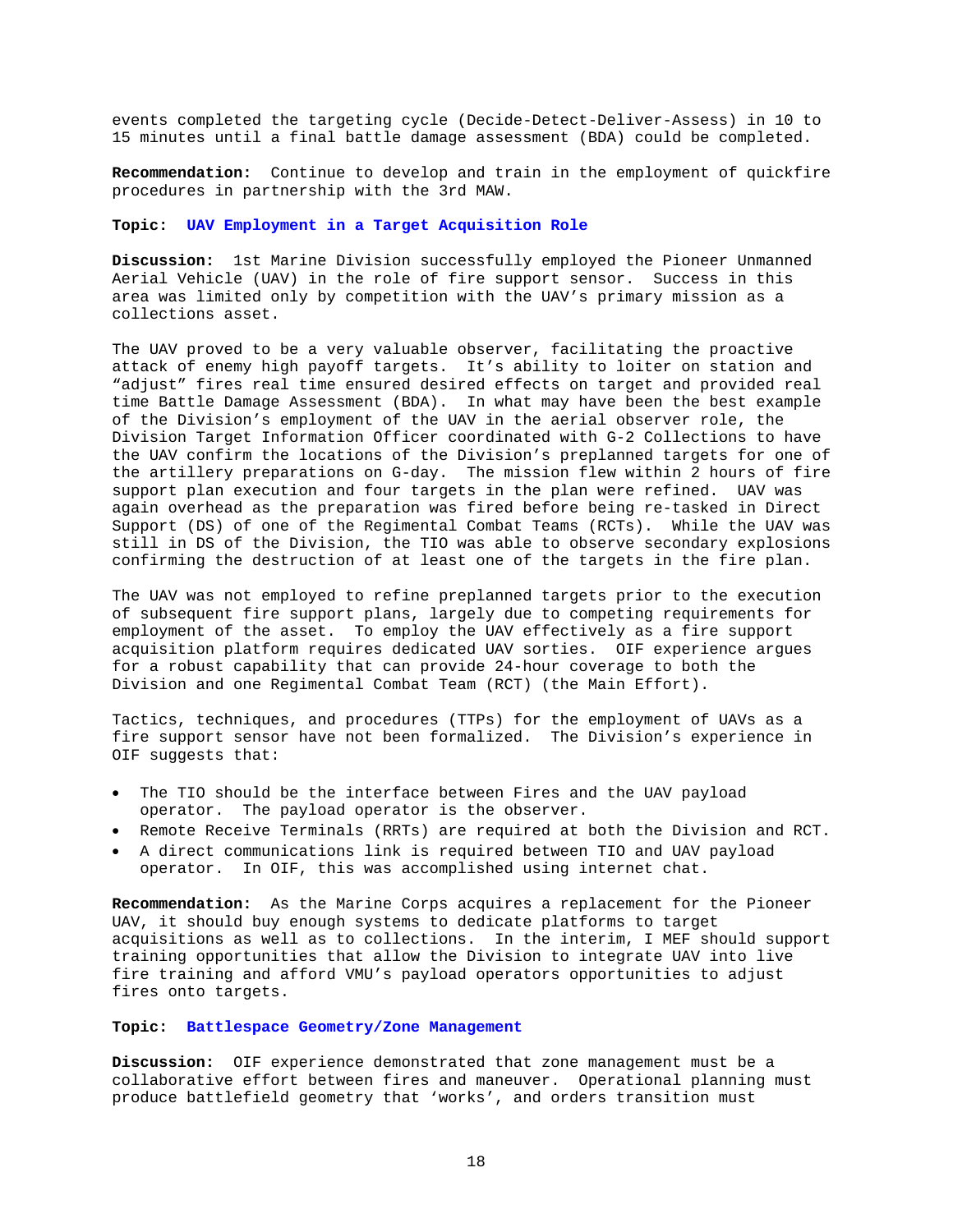events completed the targeting cycle (Decide-Detect-Deliver-Assess) in 10 to 15 minutes until a final battle damage assessment (BDA) could be completed.

**Recommendation:** Continue to develop and train in the employment of quickfire procedures in partnership with the 3rd MAW.

**Topic: UAV Employment in a Target Acquisition Role**

**Discussion:** 1st Marine Division successfully employed the Pioneer Unmanned Aerial Vehicle (UAV) in the role of fire support sensor. Success in this area was limited only by competition with the UAV's primary mission as a collections asset.

The UAV proved to be a very valuable observer, facilitating the proactive attack of enemy high payoff targets. It's ability to loiter on station and "adjust" fires real time ensured desired effects on target and provided real time Battle Damage Assessment (BDA). In what may have been the best example of the Division's employment of the UAV in the aerial observer role, the Division Target Information Officer coordinated with G-2 Collections to have the UAV confirm the locations of the Division's preplanned targets for one of the artillery preparations on G-day. The mission flew within 2 hours of fire support plan execution and four targets in the plan were refined. UAV was again overhead as the preparation was fired before being re-tasked in Direct Support (DS) of one of the Regimental Combat Teams (RCTs). While the UAV was still in DS of the Division, the TIO was able to observe secondary explosions confirming the destruction of at least one of the targets in the fire plan.

The UAV was not employed to refine preplanned targets prior to the execution of subsequent fire support plans, largely due to competing requirements for employment of the asset. To employ the UAV effectively as a fire support acquisition platform requires dedicated UAV sorties. OIF experience argues for a robust capability that can provide 24-hour coverage to both the Division and one Regimental Combat Team (RCT) (the Main Effort).

Tactics, techniques, and procedures (TTPs) for the employment of UAVs as a fire support sensor have not been formalized. The Division's experience in OIF suggests that:

- The TIO should be the interface between Fires and the UAV payload operator. The payload operator is the observer.
- Remote Receive Terminals (RRTs) are required at both the Division and RCT.
- A direct communications link is required between TIO and UAV payload operator. In OIF, this was accomplished using internet chat.

**Recommendation:** As the Marine Corps acquires a replacement for the Pioneer UAV, it should buy enough systems to dedicate platforms to target acquisitions as well as to collections. In the interim, I MEF should support training opportunities that allow the Division to integrate UAV into live fire training and afford VMU's payload operators opportunities to adjust fires onto targets.

**Topic: Battlespace Geometry/Zone Management**

**Discussion:** OIF experience demonstrated that zone management must be a collaborative effort between fires and maneuver. Operational planning must produce battlefield geometry that 'works', and orders transition must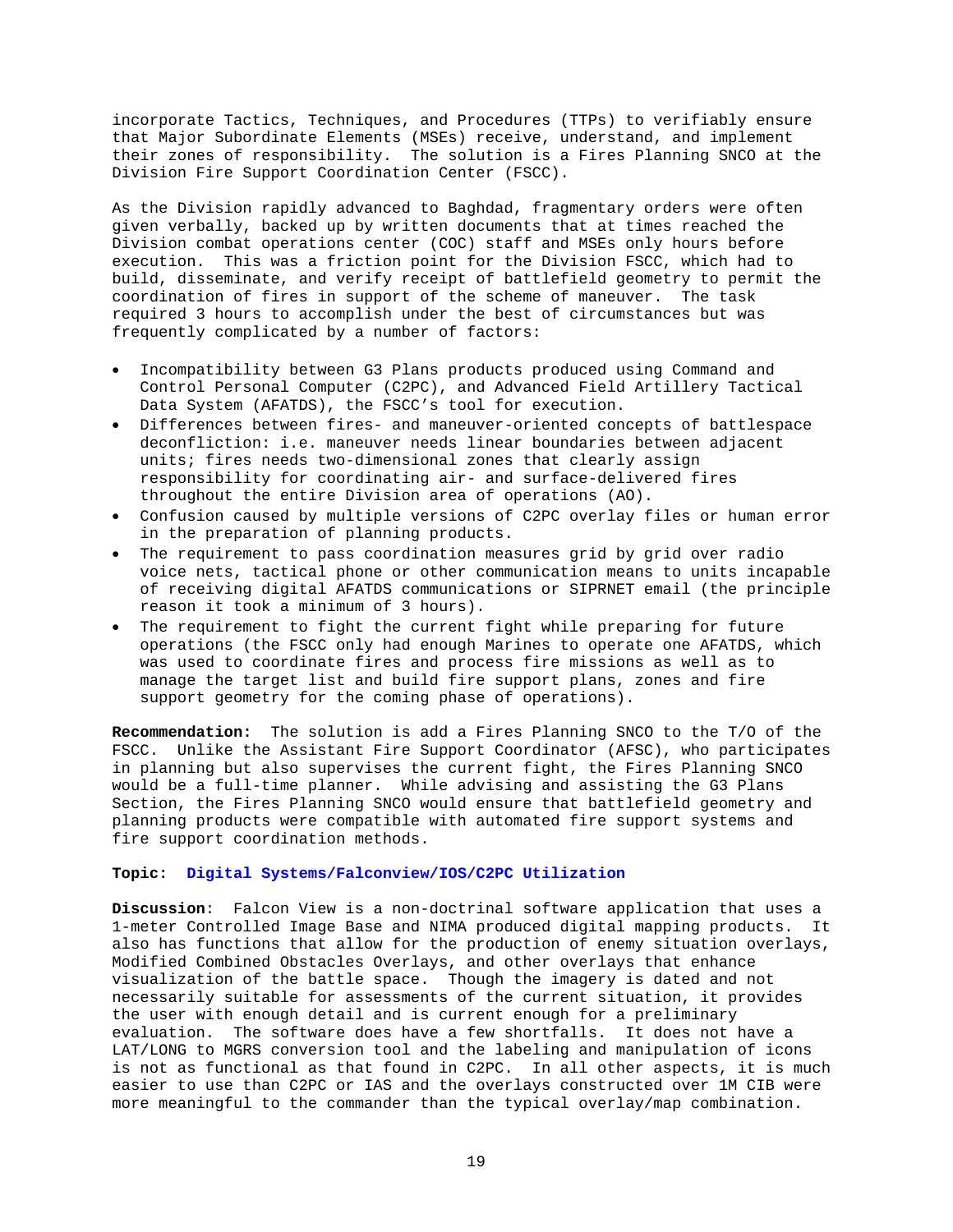incorporate Tactics, Techniques, and Procedures (TTPs) to verifiably ensure that Major Subordinate Elements (MSEs) receive, understand, and implement their zones of responsibility. The solution is a Fires Planning SNCO at the Division Fire Support Coordination Center (FSCC).

As the Division rapidly advanced to Baghdad, fragmentary orders were often given verbally, backed up by written documents that at times reached the Division combat operations center (COC) staff and MSEs only hours before execution. This was a friction point for the Division FSCC, which had to build, disseminate, and verify receipt of battlefield geometry to permit the coordination of fires in support of the scheme of maneuver. The task required 3 hours to accomplish under the best of circumstances but was frequently complicated by a number of factors:

- Incompatibility between G3 Plans products produced using Command and Control Personal Computer (C2PC), and Advanced Field Artillery Tactical Data System (AFATDS), the FSCC's tool for execution.
- Differences between fires- and maneuver-oriented concepts of battlespace deconfliction: i.e. maneuver needs linear boundaries between adjacent units; fires needs two-dimensional zones that clearly assign responsibility for coordinating air- and surface-delivered fires throughout the entire Division area of operations (AO).
- Confusion caused by multiple versions of C2PC overlay files or human error in the preparation of planning products.
- The requirement to pass coordination measures grid by grid over radio voice nets, tactical phone or other communication means to units incapable of receiving digital AFATDS communications or SIPRNET email (the principle reason it took a minimum of 3 hours).
- The requirement to fight the current fight while preparing for future operations (the FSCC only had enough Marines to operate one AFATDS, which was used to coordinate fires and process fire missions as well as to manage the target list and build fire support plans, zones and fire support geometry for the coming phase of operations).

**Recommendation:** The solution is add a Fires Planning SNCO to the T/O of the FSCC. Unlike the Assistant Fire Support Coordinator (AFSC), who participates in planning but also supervises the current fight, the Fires Planning SNCO would be a full-time planner. While advising and assisting the G3 Plans Section, the Fires Planning SNCO would ensure that battlefield geometry and planning products were compatible with automated fire support systems and fire support coordination methods.

**Topic: Digital Systems/Falconview/IOS/C2PC Utilization**

**Discussion**: Falcon View is a non-doctrinal software application that uses a 1-meter Controlled Image Base and NIMA produced digital mapping products. It also has functions that allow for the production of enemy situation overlays, Modified Combined Obstacles Overlays, and other overlays that enhance visualization of the battle space. Though the imagery is dated and not necessarily suitable for assessments of the current situation, it provides the user with enough detail and is current enough for a preliminary evaluation. The software does have a few shortfalls. It does not have a LAT/LONG to MGRS conversion tool and the labeling and manipulation of icons is not as functional as that found in C2PC. In all other aspects, it is much easier to use than C2PC or IAS and the overlays constructed over 1M CIB were more meaningful to the commander than the typical overlay/map combination.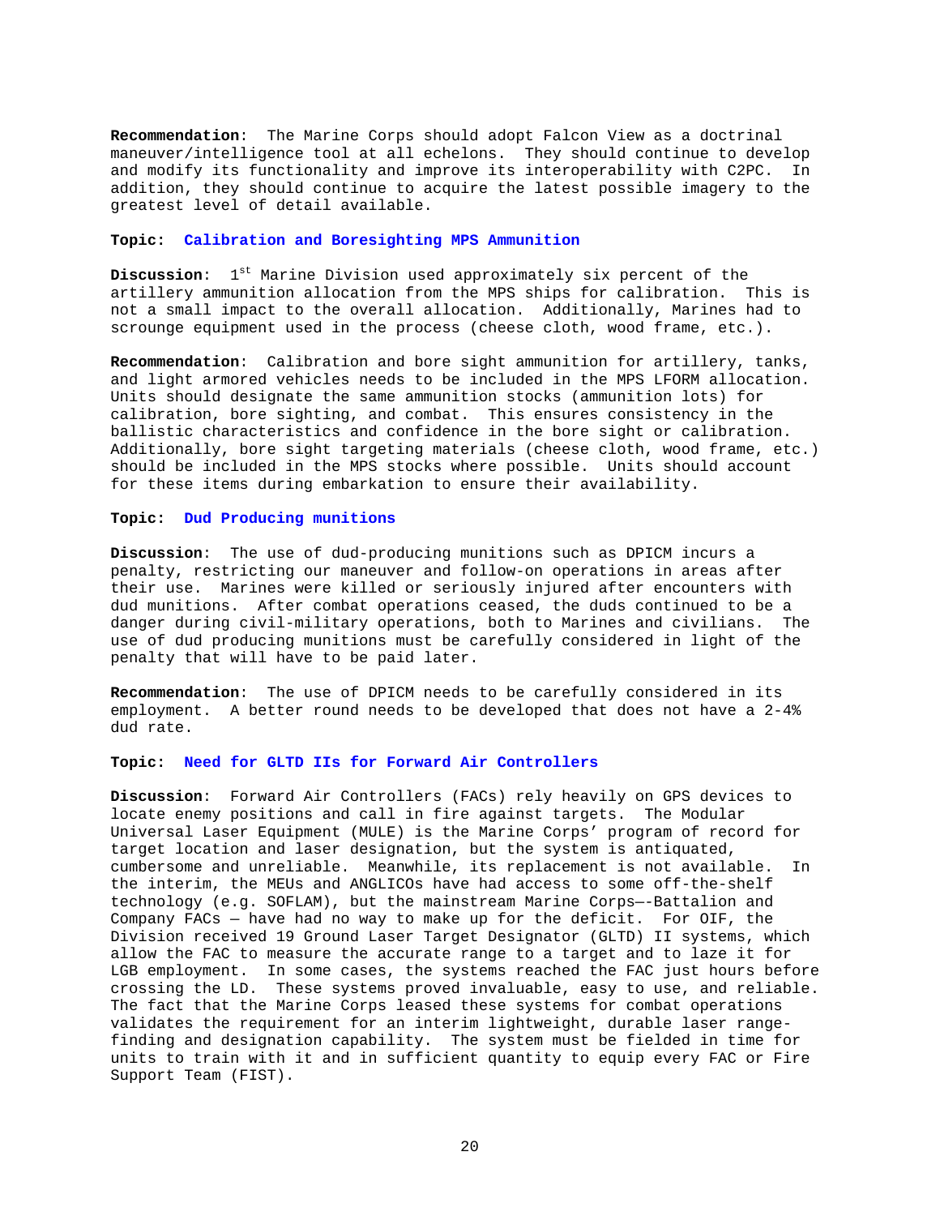**Recommendation**: The Marine Corps should adopt Falcon View as a doctrinal maneuver/intelligence tool at all echelons. They should continue to develop and modify its functionality and improve its interoperability with C2PC. In addition, they should continue to acquire the latest possible imagery to the greatest level of detail available.

**Topic: Calibration and Boresighting MPS Ammunition**

**Discussion**: 1st Marine Division used approximately six percent of the artillery ammunition allocation from the MPS ships for calibration. This is not a small impact to the overall allocation. Additionally, Marines had to scrounge equipment used in the process (cheese cloth, wood frame, etc.).

**Recommendation**: Calibration and bore sight ammunition for artillery, tanks, and light armored vehicles needs to be included in the MPS LFORM allocation. Units should designate the same ammunition stocks (ammunition lots) for calibration, bore sighting, and combat. This ensures consistency in the ballistic characteristics and confidence in the bore sight or calibration. Additionally, bore sight targeting materials (cheese cloth, wood frame, etc.) should be included in the MPS stocks where possible. Units should account for these items during embarkation to ensure their availability.

**Topic: Dud Producing munitions**

**Discussion**: The use of dud-producing munitions such as DPICM incurs a penalty, restricting our maneuver and follow-on operations in areas after their use. Marines were killed or seriously injured after encounters with dud munitions. After combat operations ceased, the duds continued to be a danger during civil-military operations, both to Marines and civilians. The use of dud producing munitions must be carefully considered in light of the penalty that will have to be paid later.

**Recommendation**: The use of DPICM needs to be carefully considered in its employment. A better round needs to be developed that does not have a 2-4% dud rate.

**Topic: Need for GLTD IIs for Forward Air Controllers**

**Discussion**: Forward Air Controllers (FACs) rely heavily on GPS devices to locate enemy positions and call in fire against targets. The Modular Universal Laser Equipment (MULE) is the Marine Corps' program of record for target location and laser designation, but the system is antiquated, cumbersome and unreliable. Meanwhile, its replacement is not available. In the interim, the MEUs and ANGLICOs have had access to some off-the-shelf technology (e.g. SOFLAM), but the mainstream Marine Corps—-Battalion and Company FACs — have had no way to make up for the deficit. For OIF, the Division received 19 Ground Laser Target Designator (GLTD) II systems, which allow the FAC to measure the accurate range to a target and to laze it for LGB employment. In some cases, the systems reached the FAC just hours before crossing the LD. These systems proved invaluable, easy to use, and reliable. The fact that the Marine Corps leased these systems for combat operations validates the requirement for an interim lightweight, durable laser range-finding and designation capability. The system must be fielded in time for units to train with it and in sufficient quantity to equip every FAC or Fire Support Team (FIST).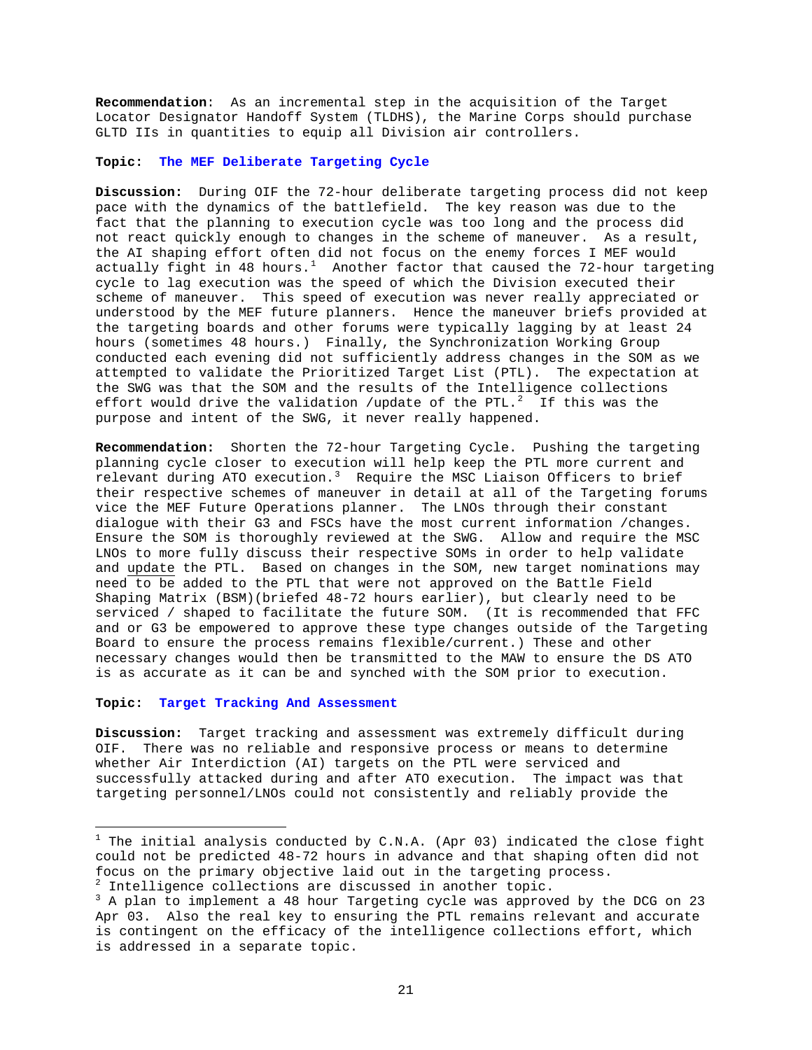**Recommendation**: As an incremental step in the acquisition of the Target Locator Designator Handoff System (TLDHS), the Marine Corps should purchase GLTD IIs in quantities to equip all Division air controllers.

**Topic: The MEF Deliberate Targeting Cycle**

**Discussion:** During OIF the 72-hour deliberate targeting process did not keep pace with the dynamics of the battlefield. The key reason was due to the fact that the planning to execution cycle was too long and the process did not react quickly enough to changes in the scheme of maneuver. As a result, the AI shaping effort often did not focus on the enemy forces I MEF would actually fight in 48 hours.[1] Another factor that caused the 72-hour targeting cycle to lag execution was the speed of which the Division executed their scheme of maneuver. This speed of execution was never really appreciated or understood by the MEF future planners. Hence the maneuver briefs provided at the targeting boards and other forums were typically lagging by at least 24 hours (sometimes 48 hours.) Finally, the Synchronization Working Group conducted each evening did not sufficiently address changes in the SOM as we attempted to validate the Prioritized Target List (PTL). The expectation at the SWG was that the SOM and the results of the Intelligence collections effort would drive the validation /update of the PTL.[2] If this was the purpose and intent of the SWG, it never really happened.

**Recommendation:** Shorten the 72-hour Targeting Cycle. Pushing the targeting planning cycle closer to execution will help keep the PTL more current and relevant during ATO execution.[3] Require the MSC Liaison Officers to brief their respective schemes of maneuver in detail at all of the Targeting forums vice the MEF Future Operations planner. The LNOs through their constant dialogue with their G3 and FSCs have the most current information /changes. Ensure the SOM is thoroughly reviewed at the SWG. Allow and require the MSC LNOs to more fully discuss their respective SOMs in order to help validate and <u>update</u> the PTL. Based on changes in the SOM, new target nominations may need to be added to the PTL that were not approved on the Battle Field Shaping Matrix (BSM)(briefed 48-72 hours earlier), but clearly need to be serviced / shaped to facilitate the future SOM. (It is recommended that FFC and or G3 be empowered to approve these type changes outside of the Targeting Board to ensure the process remains flexible/current.) These and other necessary changes would then be transmitted to the MAW to ensure the DS ATO is as accurate as it can be and synched with the SOM prior to execution.

**Topic: Target Tracking And Assessment**

**Discussion:** Target tracking and assessment was extremely difficult during OIF. There was no reliable and responsive process or means to determine whether Air Interdiction (AI) targets on the PTL were serviced and successfully attacked during and after ATO execution. The impact was that targeting personnel/LNOs could not consistently and reliably provide the

---

[1] The initial analysis conducted by C.N.A. (Apr 03) indicated the close fight could not be predicted 48-72 hours in advance and that shaping often did not focus on the primary objective laid out in the targeting process.

[2] Intelligence collections are discussed in another topic.

[3] A plan to implement a 48 hour Targeting cycle was approved by the DCG on 23 Apr 03. Also the real key to ensuring the PTL remains relevant and accurate is contingent on the efficacy of the intelligence collections effort, which is addressed in a separate topic.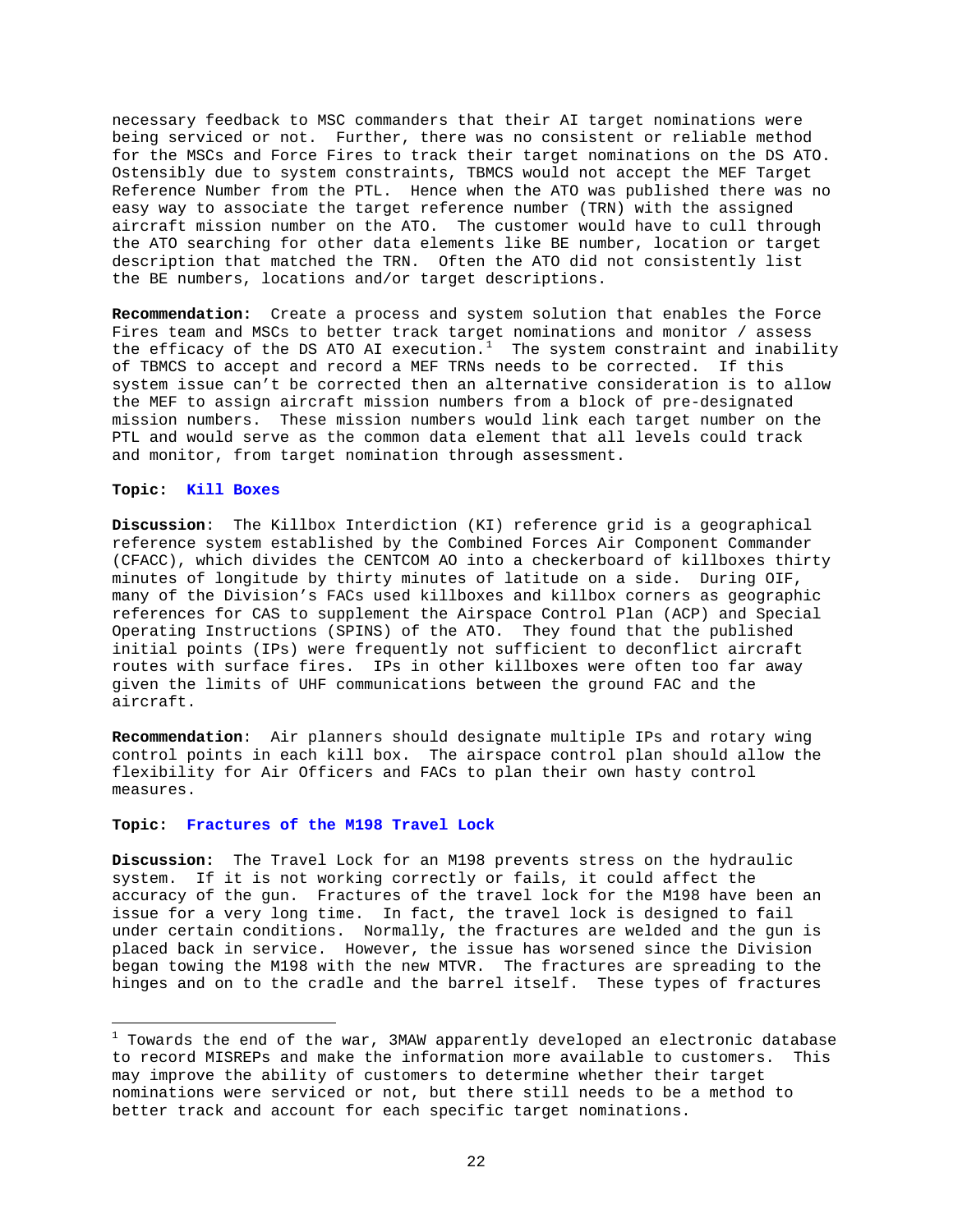necessary feedback to MSC commanders that their AI target nominations were being serviced or not. Further, there was no consistent or reliable method for the MSCs and Force Fires to track their target nominations on the DS ATO. Ostensibly due to system constraints, TBMCS would not accept the MEF Target Reference Number from the PTL. Hence when the ATO was published there was no easy way to associate the target reference number (TRN) with the assigned aircraft mission number on the ATO. The customer would have to cull through the ATO searching for other data elements like BE number, location or target description that matched the TRN. Often the ATO did not consistently list the BE numbers, locations and/or target descriptions.

**Recommendation:** Create a process and system solution that enables the Force Fires team and MSCs to better track target nominations and monitor / assess the efficacy of the DS ATO AI execution.[1] The system constraint and inability of TBMCS to accept and record a MEF TRNs needs to be corrected. If this system issue can't be corrected then an alternative consideration is to allow the MEF to assign aircraft mission numbers from a block of pre-designated mission numbers. These mission numbers would link each target number on the PTL and would serve as the common data element that all levels could track and monitor, from target nomination through assessment.

**Topic: Kill Boxes**

**Discussion**: The Killbox Interdiction (KI) reference grid is a geographical reference system established by the Combined Forces Air Component Commander (CFACC), which divides the CENTCOM AO into a checkerboard of killboxes thirty minutes of longitude by thirty minutes of latitude on a side. During OIF, many of the Division's FACs used killboxes and killbox corners as geographic references for CAS to supplement the Airspace Control Plan (ACP) and Special Operating Instructions (SPINS) of the ATO. They found that the published initial points (IPs) were frequently not sufficient to deconflict aircraft routes with surface fires. IPs in other killboxes were often too far away given the limits of UHF communications between the ground FAC and the aircraft.

**Recommendation**: Air planners should designate multiple IPs and rotary wing control points in each kill box. The airspace control plan should allow the flexibility for Air Officers and FACs to plan their own hasty control measures.

**Topic: Fractures of the M198 Travel Lock**

**Discussion:** The Travel Lock for an M198 prevents stress on the hydraulic system. If it is not working correctly or fails, it could affect the accuracy of the gun. Fractures of the travel lock for the M198 have been an issue for a very long time. In fact, the travel lock is designed to fail under certain conditions. Normally, the fractures are welded and the gun is placed back in service. However, the issue has worsened since the Division began towing the M198 with the new MTVR. The fractures are spreading to the hinges and on to the cradle and the barrel itself. These types of fractures

---

[1] Towards the end of the war, 3MAW apparently developed an electronic database to record MISREPs and make the information more available to customers. This may improve the ability of customers to determine whether their target nominations were serviced or not, but there still needs to be a method to better track and account for each specific target nominations.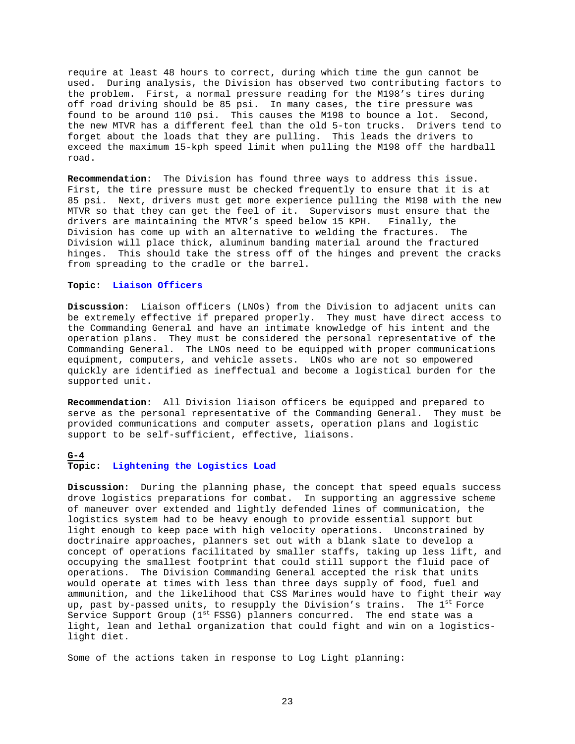require at least 48 hours to correct, during which time the gun cannot be used. During analysis, the Division has observed two contributing factors to the problem. First, a normal pressure reading for the M198's tires during off road driving should be 85 psi. In many cases, the tire pressure was found to be around 110 psi. This causes the M198 to bounce a lot. Second, the new MTVR has a different feel than the old 5-ton trucks. Drivers tend to forget about the loads that they are pulling. This leads the drivers to exceed the maximum 15-kph speed limit when pulling the M198 off the hardball road.

**Recommendation**: The Division has found three ways to address this issue. First, the tire pressure must be checked frequently to ensure that it is at 85 psi. Next, drivers must get more experience pulling the M198 with the new MTVR so that they can get the feel of it. Supervisors must ensure that the drivers are maintaining the MTVR's speed below 15 KPH. Finally, the Division has come up with an alternative to welding the fractures. The Division will place thick, aluminum banding material around the fractured hinges. This should take the stress off of the hinges and prevent the cracks from spreading to the cradle or the barrel.

**Topic: Liaison Officers**

**Discussion**: Liaison officers (LNOs) from the Division to adjacent units can be extremely effective if prepared properly. They must have direct access to the Commanding General and have an intimate knowledge of his intent and the operation plans. They must be considered the personal representative of the Commanding General. The LNOs need to be equipped with proper communications equipment, computers, and vehicle assets. LNOs who are not so empowered quickly are identified as ineffectual and become a logistical burden for the supported unit.

**Recommendation**: All Division liaison officers be equipped and prepared to serve as the personal representative of the Commanding General. They must be provided communications and computer assets, operation plans and logistic support to be self-sufficient, effective, liaisons.

## G-4

**Topic: Lightening the Logistics Load**

**Discussion:** During the planning phase, the concept that speed equals success drove logistics preparations for combat. In supporting an aggressive scheme of maneuver over extended and lightly defended lines of communication, the logistics system had to be heavy enough to provide essential support but light enough to keep pace with high velocity operations. Unconstrained by doctrinaire approaches, planners set out with a blank slate to develop a concept of operations facilitated by smaller staffs, taking up less lift, and occupying the smallest footprint that could still support the fluid pace of operations. The Division Commanding General accepted the risk that units would operate at times with less than three days supply of food, fuel and ammunition, and the likelihood that CSS Marines would have to fight their way up, past by-passed units, to resupply the Division's trains. The 1st Force Service Support Group (1st FSSG) planners concurred. The end state was a light, lean and lethal organization that could fight and win on a logistics-light diet.

Some of the actions taken in response to Log Light planning: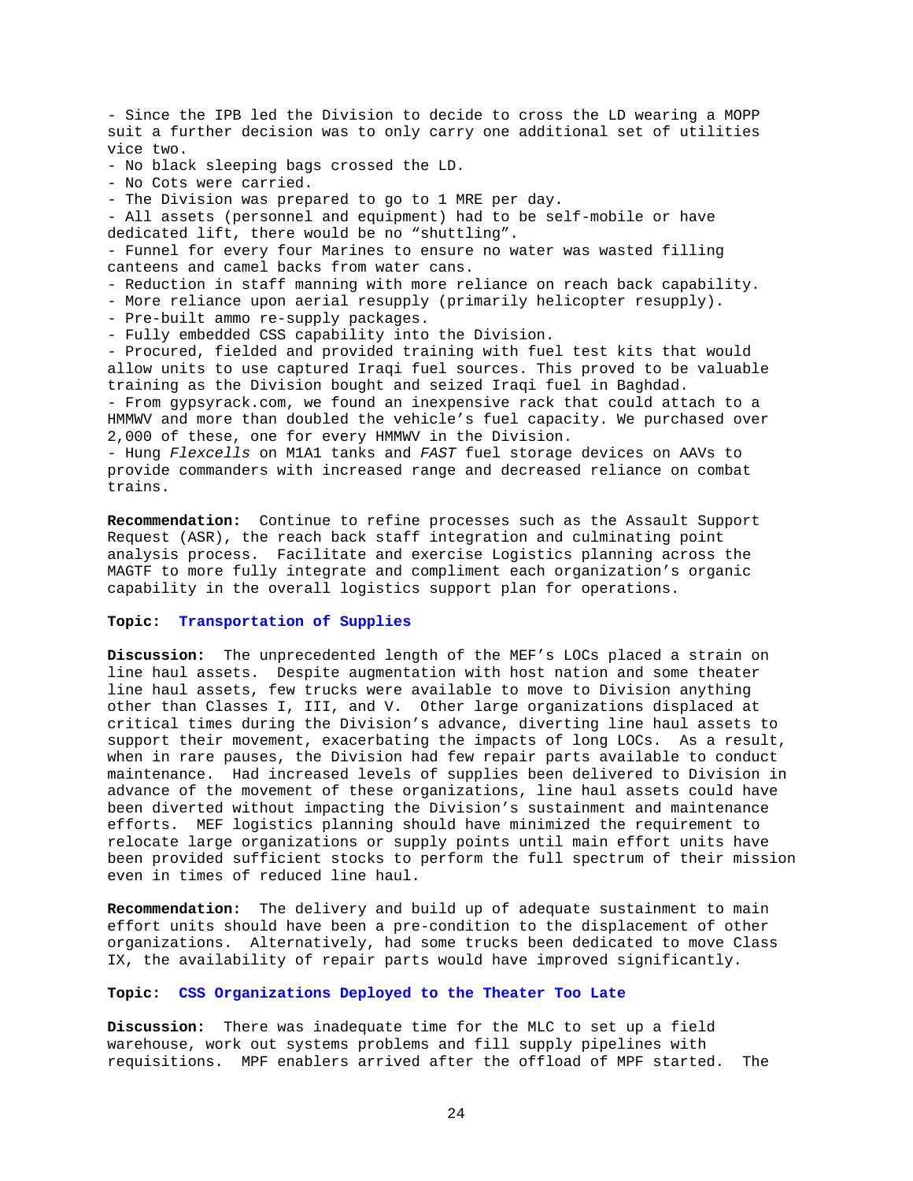- Since the IPB led the Division to decide to cross the LD wearing a MOPP suit a further decision was to only carry one additional set of utilities vice two.
- No black sleeping bags crossed the LD.
- No Cots were carried.
- The Division was prepared to go to 1 MRE per day.
- All assets (personnel and equipment) had to be self-mobile or have dedicated lift, there would be no “shuttling”.
- Funnel for every four Marines to ensure no water was wasted filling canteens and camel backs from water cans.
- Reduction in staff manning with more reliance on reach back capability.
- More reliance upon aerial resupply (primarily helicopter resupply).
- Pre-built ammo re-supply packages.
- Fully embedded CSS capability into the Division.
- Procured, fielded and provided training with fuel test kits that would allow units to use captured Iraqi fuel sources. This proved to be valuable training as the Division bought and seized Iraqi fuel in Baghdad.
- From gypsyrack.com, we found an inexpensive rack that could attach to a HMMWV and more than doubled the vehicle’s fuel capacity. We purchased over 2,000 of these, one for every HMMWV in the Division.
- Hung *Flexcells* on M1A1 tanks and *FAST* fuel storage devices on AAVs to provide commanders with increased range and decreased reliance on combat trains.

**Recommendation:** Continue to refine processes such as the Assault Support Request (ASR), the reach back staff integration and culminating point analysis process. Facilitate and exercise Logistics planning across the MAGTF to more fully integrate and compliment each organization’s organic capability in the overall logistics support plan for operations.

**Topic: Transportation of Supplies**

**Discussion:** The unprecedented length of the MEF’s LOCs placed a strain on line haul assets. Despite augmentation with host nation and some theater line haul assets, few trucks were available to move to Division anything other than Classes I, III, and V. Other large organizations displaced at critical times during the Division’s advance, diverting line haul assets to support their movement, exacerbating the impacts of long LOCs. As a result, when in rare pauses, the Division had few repair parts available to conduct maintenance. Had increased levels of supplies been delivered to Division in advance of the movement of these organizations, line haul assets could have been diverted without impacting the Division’s sustainment and maintenance efforts. MEF logistics planning should have minimized the requirement to relocate large organizations or supply points until main effort units have been provided sufficient stocks to perform the full spectrum of their mission even in times of reduced line haul.

**Recommendation:** The delivery and build up of adequate sustainment to main effort units should have been a pre-condition to the displacement of other organizations. Alternatively, had some trucks been dedicated to move Class IX, the availability of repair parts would have improved significantly.

**Topic: CSS Organizations Deployed to the Theater Too Late**

**Discussion:** There was inadequate time for the MLC to set up a field warehouse, work out systems problems and fill supply pipelines with requisitions. MPF enablers arrived after the offload of MPF started. The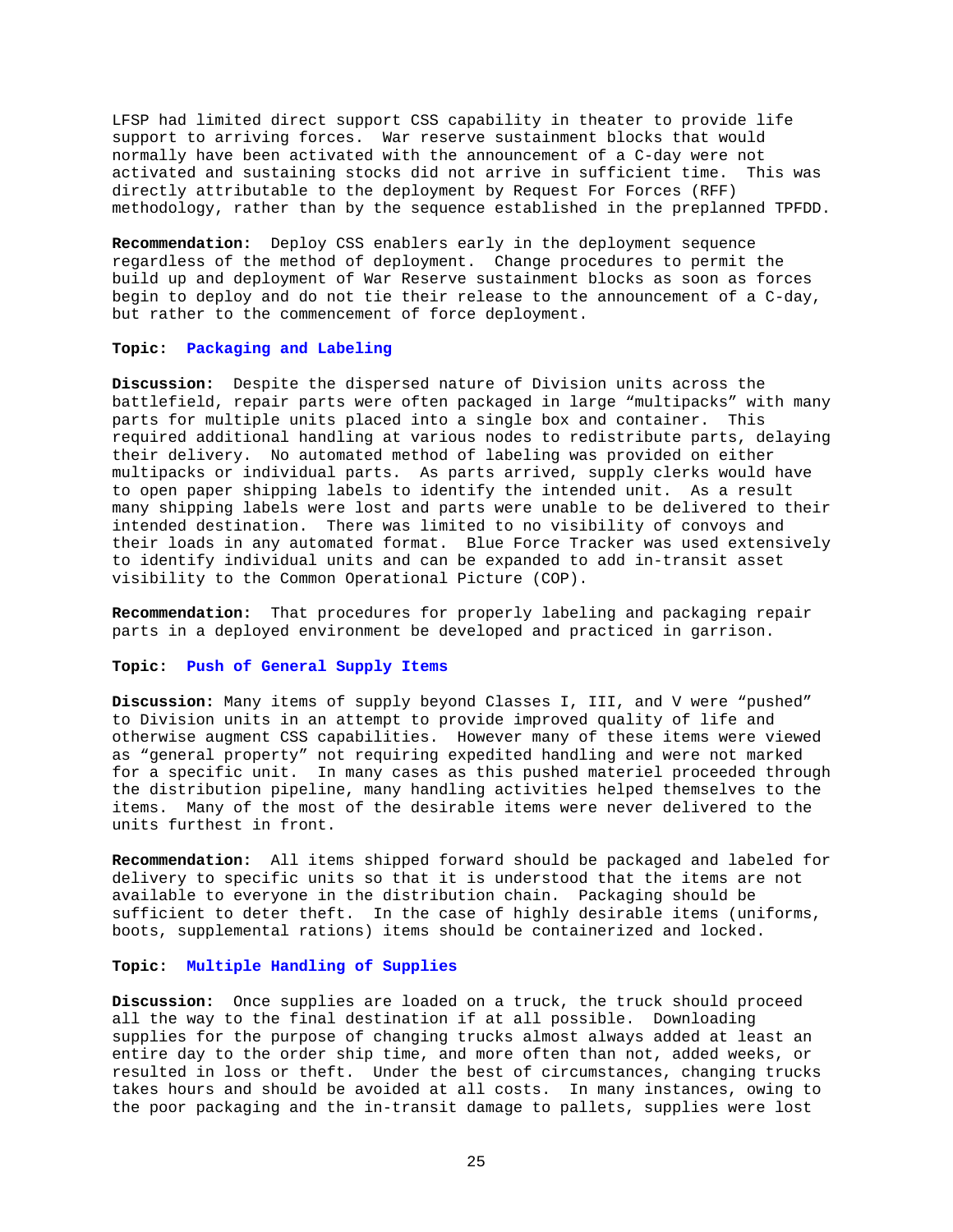LFSP had limited direct support CSS capability in theater to provide life support to arriving forces. War reserve sustainment blocks that would normally have been activated with the announcement of a C-day were not activated and sustaining stocks did not arrive in sufficient time. This was directly attributable to the deployment by Request For Forces (RFF) methodology, rather than by the sequence established in the preplanned TPFDD.

**Recommendation:** Deploy CSS enablers early in the deployment sequence regardless of the method of deployment. Change procedures to permit the build up and deployment of War Reserve sustainment blocks as soon as forces begin to deploy and do not tie their release to the announcement of a C-day, but rather to the commencement of force deployment.

**Topic: Packaging and Labeling**

**Discussion:** Despite the dispersed nature of Division units across the battlefield, repair parts were often packaged in large “multipacks” with many parts for multiple units placed into a single box and container. This required additional handling at various nodes to redistribute parts, delaying their delivery. No automated method of labeling was provided on either multipacks or individual parts. As parts arrived, supply clerks would have to open paper shipping labels to identify the intended unit. As a result many shipping labels were lost and parts were unable to be delivered to their intended destination. There was limited to no visibility of convoys and their loads in any automated format. Blue Force Tracker was used extensively to identify individual units and can be expanded to add in-transit asset visibility to the Common Operational Picture (COP).

**Recommendation:** That procedures for properly labeling and packaging repair parts in a deployed environment be developed and practiced in garrison.

**Topic: Push of General Supply Items**

**Discussion:** Many items of supply beyond Classes I, III, and V were “pushed” to Division units in an attempt to provide improved quality of life and otherwise augment CSS capabilities. However many of these items were viewed as “general property” not requiring expedited handling and were not marked for a specific unit. In many cases as this pushed materiel proceeded through the distribution pipeline, many handling activities helped themselves to the items. Many of the most of the desirable items were never delivered to the units furthest in front.

**Recommendation:** All items shipped forward should be packaged and labeled for delivery to specific units so that it is understood that the items are not available to everyone in the distribution chain. Packaging should be sufficient to deter theft. In the case of highly desirable items (uniforms, boots, supplemental rations) items should be containerized and locked.

**Topic: Multiple Handling of Supplies**

**Discussion:** Once supplies are loaded on a truck, the truck should proceed all the way to the final destination if at all possible. Downloading supplies for the purpose of changing trucks almost always added at least an entire day to the order ship time, and more often than not, added weeks, or resulted in loss or theft. Under the best of circumstances, changing trucks takes hours and should be avoided at all costs. In many instances, owing to the poor packaging and the in-transit damage to pallets, supplies were lost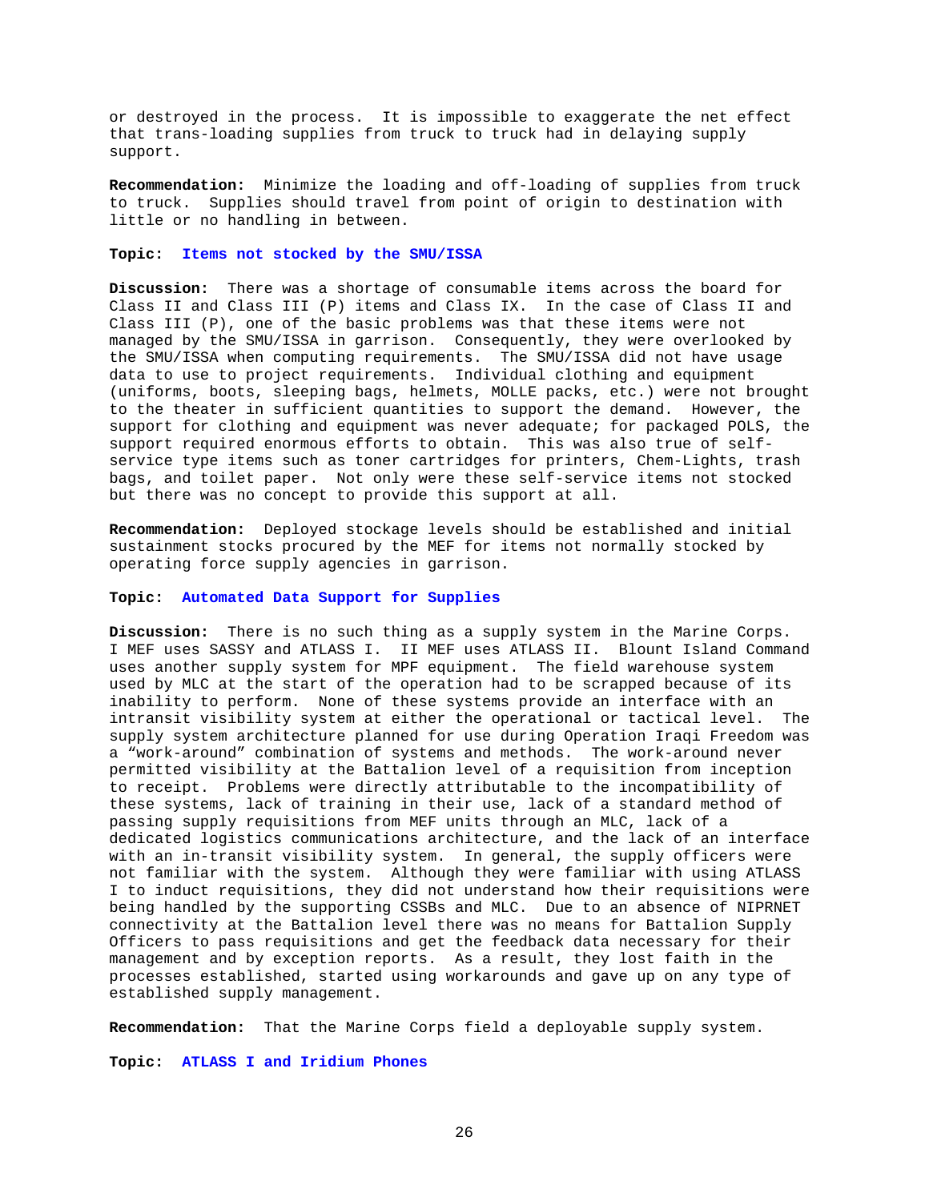or destroyed in the process. It is impossible to exaggerate the net effect that trans-loading supplies from truck to truck had in delaying supply support.

**Recommendation:** Minimize the loading and off-loading of supplies from truck to truck. Supplies should travel from point of origin to destination with little or no handling in between.

**Topic: Items not stocked by the SMU/ISSA**

**Discussion:** There was a shortage of consumable items across the board for Class II and Class III (P) items and Class IX. In the case of Class II and Class III (P), one of the basic problems was that these items were not managed by the SMU/ISSA in garrison. Consequently, they were overlooked by the SMU/ISSA when computing requirements. The SMU/ISSA did not have usage data to use to project requirements. Individual clothing and equipment (uniforms, boots, sleeping bags, helmets, MOLLE packs, etc.) were not brought to the theater in sufficient quantities to support the demand. However, the support for clothing and equipment was never adequate; for packaged POLS, the support required enormous efforts to obtain. This was also true of self-service type items such as toner cartridges for printers, Chem-Lights, trash bags, and toilet paper. Not only were these self-service items not stocked but there was no concept to provide this support at all.

**Recommendation:** Deployed stockage levels should be established and initial sustainment stocks procured by the MEF for items not normally stocked by operating force supply agencies in garrison.

**Topic: Automated Data Support for Supplies**

**Discussion:** There is no such thing as a supply system in the Marine Corps. I MEF uses SASSY and ATLASS I. II MEF uses ATLASS II. Blount Island Command uses another supply system for MPF equipment. The field warehouse system used by MLC at the start of the operation had to be scrapped because of its inability to perform. None of these systems provide an interface with an intransit visibility system at either the operational or tactical level. The supply system architecture planned for use during Operation Iraqi Freedom was a "work-around" combination of systems and methods. The work-around never permitted visibility at the Battalion level of a requisition from inception to receipt. Problems were directly attributable to the incompatibility of these systems, lack of training in their use, lack of a standard method of passing supply requisitions from MEF units through an MLC, lack of a dedicated logistics communications architecture, and the lack of an interface with an in-transit visibility system. In general, the supply officers were not familiar with the system. Although they were familiar with using ATLASS I to induct requisitions, they did not understand how their requisitions were being handled by the supporting CSSBs and MLC. Due to an absence of NIPRNET connectivity at the Battalion level there was no means for Battalion Supply Officers to pass requisitions and get the feedback data necessary for their management and by exception reports. As a result, they lost faith in the processes established, started using workarounds and gave up on any type of established supply management.

**Recommendation:** That the Marine Corps field a deployable supply system.

**Topic: ATLASS I and Iridium Phones**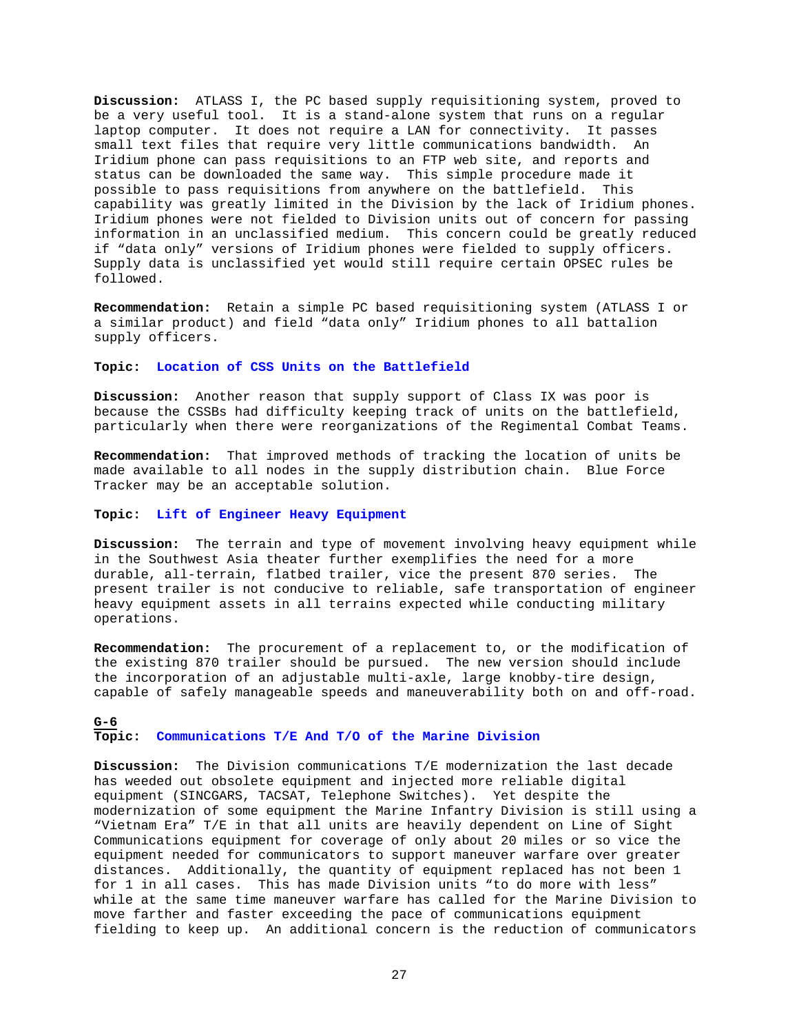**Discussion:** ATLASS I, the PC based supply requisitioning system, proved to be a very useful tool. It is a stand-alone system that runs on a regular laptop computer. It does not require a LAN for connectivity. It passes small text files that require very little communications bandwidth. An Iridium phone can pass requisitions to an FTP web site, and reports and status can be downloaded the same way. This simple procedure made it possible to pass requisitions from anywhere on the battlefield. This capability was greatly limited in the Division by the lack of Iridium phones. Iridium phones were not fielded to Division units out of concern for passing information in an unclassified medium. This concern could be greatly reduced if "data only" versions of Iridium phones were fielded to supply officers. Supply data is unclassified yet would still require certain OPSEC rules be followed.

**Recommendation:** Retain a simple PC based requisitioning system (ATLASS I or a similar product) and field "data only" Iridium phones to all battalion supply officers.

**Topic: Location of CSS Units on the Battlefield**

**Discussion:** Another reason that supply support of Class IX was poor is because the CSSBs had difficulty keeping track of units on the battlefield, particularly when there were reorganizations of the Regimental Combat Teams.

**Recommendation:** That improved methods of tracking the location of units be made available to all nodes in the supply distribution chain. Blue Force Tracker may be an acceptable solution.

**Topic: Lift of Engineer Heavy Equipment**

**Discussion:** The terrain and type of movement involving heavy equipment while in the Southwest Asia theater further exemplifies the need for a more durable, all-terrain, flatbed trailer, vice the present 870 series. The present trailer is not conducive to reliable, safe transportation of engineer heavy equipment assets in all terrains expected while conducting military operations.

**Recommendation:** The procurement of a replacement to, or the modification of the existing 870 trailer should be pursued. The new version should include the incorporation of an adjustable multi-axle, large knobby-tire design, capable of safely manageable speeds and maneuverability both on and off-road.

## G-6

**Topic: Communications T/E And T/O of the Marine Division**

**Discussion:** The Division communications T/E modernization the last decade has weeded out obsolete equipment and injected more reliable digital equipment (SINCGARS, TACSAT, Telephone Switches). Yet despite the modernization of some equipment the Marine Infantry Division is still using a "Vietnam Era" T/E in that all units are heavily dependent on Line of Sight Communications equipment for coverage of only about 20 miles or so vice the equipment needed for communicators to support maneuver warfare over greater distances. Additionally, the quantity of equipment replaced has not been 1 for 1 in all cases. This has made Division units "to do more with less" while at the same time maneuver warfare has called for the Marine Division to move farther and faster exceeding the pace of communications equipment fielding to keep up. An additional concern is the reduction of communicators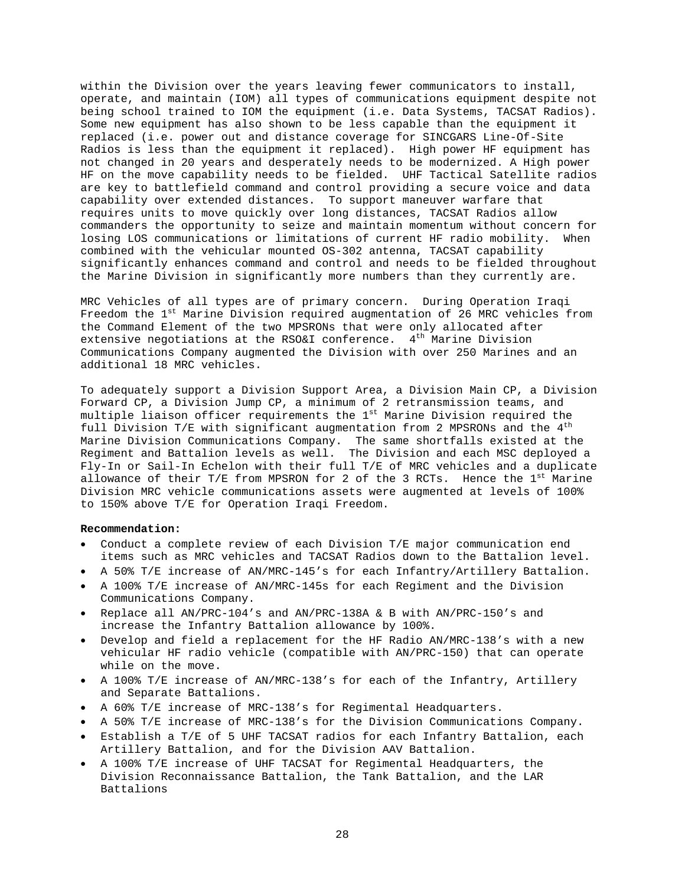within the Division over the years leaving fewer communicators to install, operate, and maintain (IOM) all types of communications equipment despite not being school trained to IOM the equipment (i.e. Data Systems, TACSAT Radios). Some new equipment has also shown to be less capable than the equipment it replaced (i.e. power out and distance coverage for SINCGARS Line-Of-Site Radios is less than the equipment it replaced). High power HF equipment has not changed in 20 years and desperately needs to be modernized. A High power HF on the move capability needs to be fielded. UHF Tactical Satellite radios are key to battlefield command and control providing a secure voice and data capability over extended distances. To support maneuver warfare that requires units to move quickly over long distances, TACSAT Radios allow commanders the opportunity to seize and maintain momentum without concern for losing LOS communications or limitations of current HF radio mobility. When combined with the vehicular mounted OS-302 antenna, TACSAT capability significantly enhances command and control and needs to be fielded throughout the Marine Division in significantly more numbers than they currently are.

MRC Vehicles of all types are of primary concern. During Operation Iraqi Freedom the 1st Marine Division required augmentation of 26 MRC vehicles from the Command Element of the two MPSRONs that were only allocated after extensive negotiations at the RSO&I conference. 4th Marine Division Communications Company augmented the Division with over 250 Marines and an additional 18 MRC vehicles.

To adequately support a Division Support Area, a Division Main CP, a Division Forward CP, a Division Jump CP, a minimum of 2 retransmission teams, and multiple liaison officer requirements the 1st Marine Division required the full Division T/E with significant augmentation from 2 MPSRONs and the 4th Marine Division Communications Company. The same shortfalls existed at the Regiment and Battalion levels as well. The Division and each MSC deployed a Fly-In or Sail-In Echelon with their full T/E of MRC vehicles and a duplicate allowance of their T/E from MPSRON for 2 of the 3 RCTs. Hence the 1st Marine Division MRC vehicle communications assets were augmented at levels of 100% to 150% above T/E for Operation Iraqi Freedom.

**Recommendation:**

- Conduct a complete review of each Division T/E major communication end items such as MRC vehicles and TACSAT Radios down to the Battalion level.
- A 50% T/E increase of AN/MRC-145's for each Infantry/Artillery Battalion.
- A 100% T/E increase of AN/MRC-145s for each Regiment and the Division Communications Company.
- Replace all AN/PRC-104's and AN/PRC-138A & B with AN/PRC-150's and increase the Infantry Battalion allowance by 100%.
- Develop and field a replacement for the HF Radio AN/MRC-138's with a new vehicular HF radio vehicle (compatible with AN/PRC-150) that can operate while on the move.
- A 100% T/E increase of AN/MRC-138's for each of the Infantry, Artillery and Separate Battalions.
- A 60% T/E increase of MRC-138's for Regimental Headquarters.
- A 50% T/E increase of MRC-138's for the Division Communications Company.
- Establish a T/E of 5 UHF TACSAT radios for each Infantry Battalion, each Artillery Battalion, and for the Division AAV Battalion.
- A 100% T/E increase of UHF TACSAT for Regimental Headquarters, the Division Reconnaissance Battalion, the Tank Battalion, and the LAR Battalions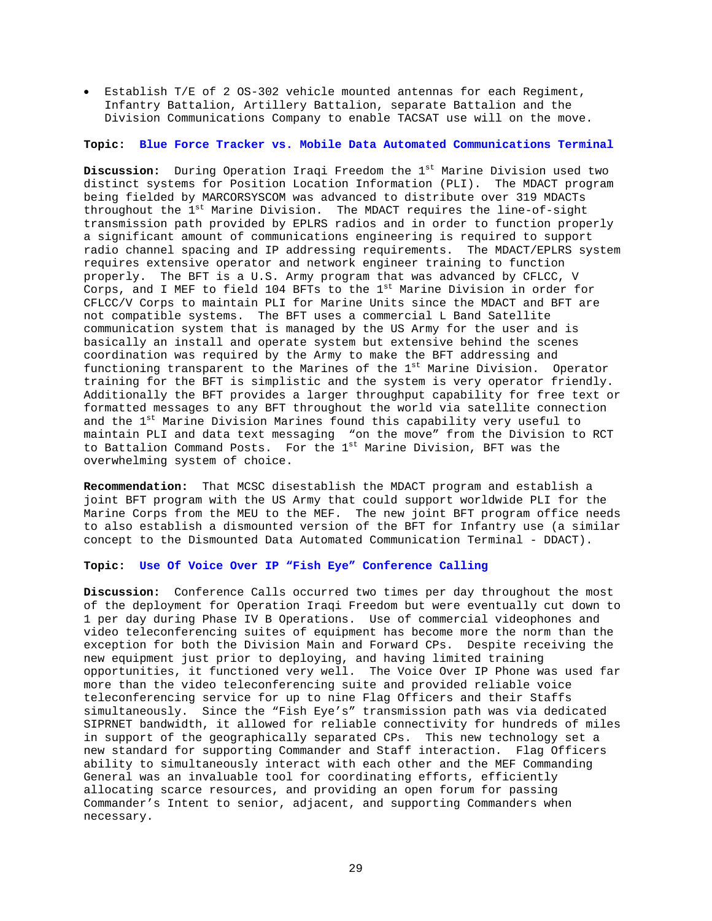- Establish T/E of 2 OS-302 vehicle mounted antennas for each Regiment, Infantry Battalion, Artillery Battalion, separate Battalion and the Division Communications Company to enable TACSAT use will on the move.

**Topic: Blue Force Tracker vs. Mobile Data Automated Communications Terminal**

**Discussion:** During Operation Iraqi Freedom the 1st Marine Division used two distinct systems for Position Location Information (PLI). The MDACT program being fielded by MARCORSYSCOM was advanced to distribute over 319 MDACTs throughout the 1st Marine Division. The MDACT requires the line-of-sight transmission path provided by EPLRS radios and in order to function properly a significant amount of communications engineering is required to support radio channel spacing and IP addressing requirements. The MDACT/EPLRS system requires extensive operator and network engineer training to function properly. The BFT is a U.S. Army program that was advanced by CFLCC, V Corps, and I MEF to field 104 BFTs to the 1st Marine Division in order for CFLCC/V Corps to maintain PLI for Marine Units since the MDACT and BFT are not compatible systems. The BFT uses a commercial L Band Satellite communication system that is managed by the US Army for the user and is basically an install and operate system but extensive behind the scenes coordination was required by the Army to make the BFT addressing and functioning transparent to the Marines of the 1st Marine Division. Operator training for the BFT is simplistic and the system is very operator friendly. Additionally the BFT provides a larger throughput capability for free text or formatted messages to any BFT throughout the world via satellite connection and the 1st Marine Division Marines found this capability very useful to maintain PLI and data text messaging "on the move" from the Division to RCT to Battalion Command Posts. For the 1st Marine Division, BFT was the overwhelming system of choice.

**Recommendation:** That MCSC disestablish the MDACT program and establish a joint BFT program with the US Army that could support worldwide PLI for the Marine Corps from the MEU to the MEF. The new joint BFT program office needs to also establish a dismounted version of the BFT for Infantry use (a similar concept to the Dismounted Data Automated Communication Terminal - DDACT).

**Topic: Use Of Voice Over IP "Fish Eye" Conference Calling**

**Discussion:** Conference Calls occurred two times per day throughout the most of the deployment for Operation Iraqi Freedom but were eventually cut down to 1 per day during Phase IV B Operations. Use of commercial videophones and video teleconferencing suites of equipment has become more the norm than the exception for both the Division Main and Forward CPs. Despite receiving the new equipment just prior to deploying, and having limited training opportunities, it functioned very well. The Voice Over IP Phone was used far more than the video teleconferencing suite and provided reliable voice teleconferencing service for up to nine Flag Officers and their Staffs simultaneously. Since the "Fish Eye's" transmission path was via dedicated SIPRNET bandwidth, it allowed for reliable connectivity for hundreds of miles in support of the geographically separated CPs. This new technology set a new standard for supporting Commander and Staff interaction. Flag Officers ability to simultaneously interact with each other and the MEF Commanding General was an invaluable tool for coordinating efforts, efficiently allocating scarce resources, and providing an open forum for passing Commander's Intent to senior, adjacent, and supporting Commanders when necessary.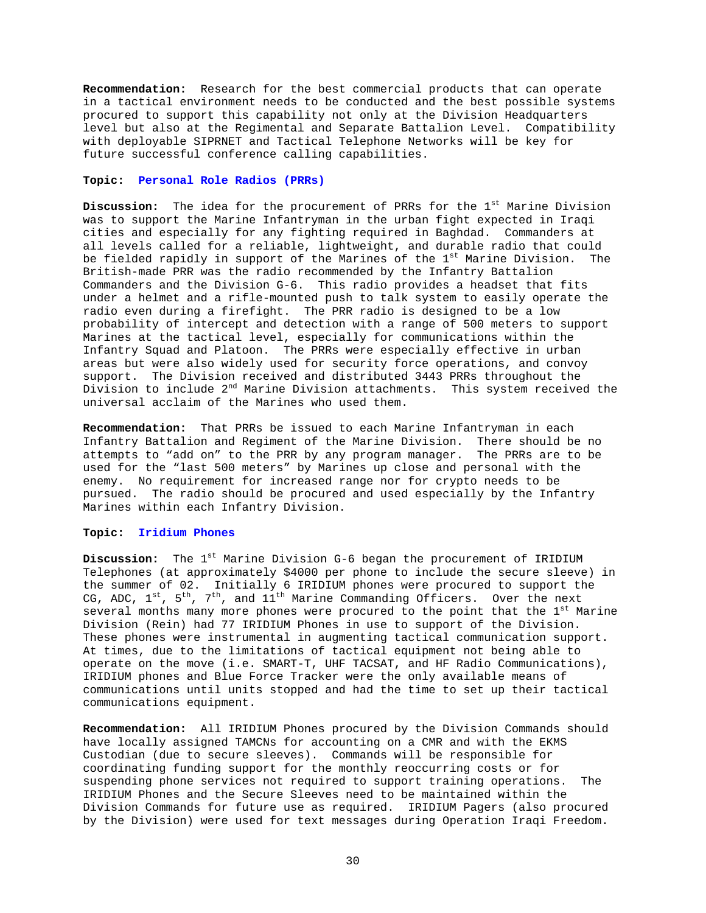**Recommendation:** Research for the best commercial products that can operate in a tactical environment needs to be conducted and the best possible systems procured to support this capability not only at the Division Headquarters level but also at the Regimental and Separate Battalion Level. Compatibility with deployable SIPRNET and Tactical Telephone Networks will be key for future successful conference calling capabilities.

**Topic: Personal Role Radios (PRRs)**

**Discussion:** The idea for the procurement of PRRs for the 1st Marine Division was to support the Marine Infantryman in the urban fight expected in Iraqi cities and especially for any fighting required in Baghdad. Commanders at all levels called for a reliable, lightweight, and durable radio that could be fielded rapidly in support of the Marines of the 1st Marine Division. The British-made PRR was the radio recommended by the Infantry Battalion Commanders and the Division G-6. This radio provides a headset that fits under a helmet and a rifle-mounted push to talk system to easily operate the radio even during a firefight. The PRR radio is designed to be a low probability of intercept and detection with a range of 500 meters to support Marines at the tactical level, especially for communications within the Infantry Squad and Platoon. The PRRs were especially effective in urban areas but were also widely used for security force operations, and convoy support. The Division received and distributed 3443 PRRs throughout the Division to include 2nd Marine Division attachments. This system received the universal acclaim of the Marines who used them.

**Recommendation:** That PRRs be issued to each Marine Infantryman in each Infantry Battalion and Regiment of the Marine Division. There should be no attempts to "add on" to the PRR by any program manager. The PRRs are to be used for the "last 500 meters" by Marines up close and personal with the enemy. No requirement for increased range nor for crypto needs to be pursued. The radio should be procured and used especially by the Infantry Marines within each Infantry Division.

**Topic: Iridium Phones**

**Discussion:** The 1st Marine Division G-6 began the procurement of IRIDIUM Telephones (at approximately $4000 per phone to include the secure sleeve) in the summer of 02. Initially 6 IRIDIUM phones were procured to support the CG, ADC, 1st, 5th, 7th, and 11th Marine Commanding Officers. Over the next several months many more phones were procured to the point that the 1st Marine Division (Rein) had 77 IRIDIUM Phones in use to support of the Division. These phones were instrumental in augmenting tactical communication support. At times, due to the limitations of tactical equipment not being able to operate on the move (i.e. SMART-T, UHF TACSAT, and HF Radio Communications), IRIDIUM phones and Blue Force Tracker were the only available means of communications until units stopped and had the time to set up their tactical communications equipment.

**Recommendation:** All IRIDIUM Phones procured by the Division Commands should have locally assigned TAMCNs for accounting on a CMR and with the EKMS Custodian (due to secure sleeves). Commands will be responsible for coordinating funding support for the monthly reoccurring costs or for suspending phone services not required to support training operations. The IRIDIUM Phones and the Secure Sleeves need to be maintained within the Division Commands for future use as required. IRIDIUM Pagers (also procured by the Division) were used for text messages during Operation Iraqi Freedom.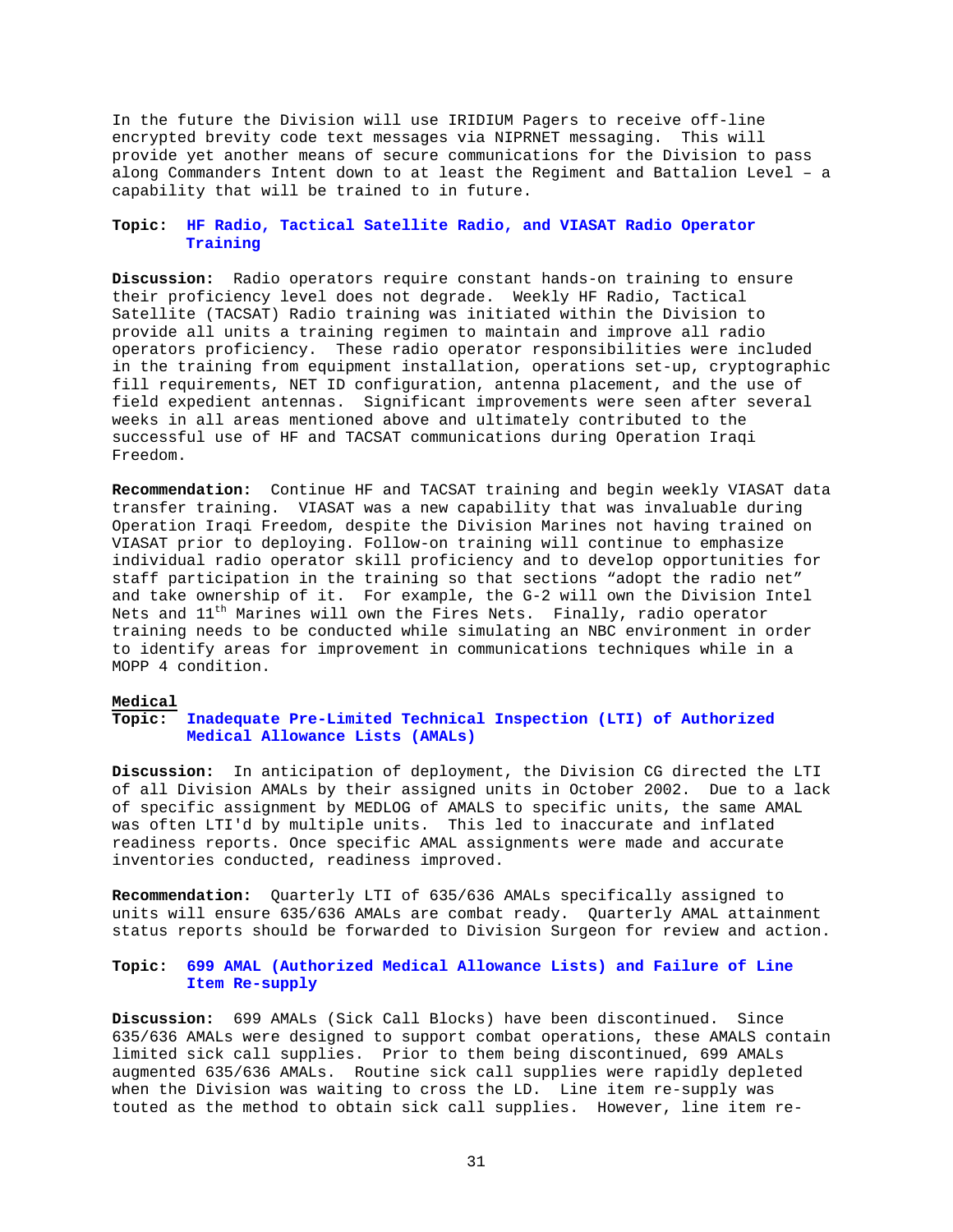In the future the Division will use IRIDIUM Pagers to receive off-line encrypted brevity code text messages via NIPRNET messaging. This will provide yet another means of secure communications for the Division to pass along Commanders Intent down to at least the Regiment and Battalion Level – a capability that will be trained to in future.

**Topic: HF Radio, Tactical Satellite Radio, and VIASAT Radio Operator Training**

**Discussion:** Radio operators require constant hands-on training to ensure their proficiency level does not degrade. Weekly HF Radio, Tactical Satellite (TACSAT) Radio training was initiated within the Division to provide all units a training regimen to maintain and improve all radio operators proficiency. These radio operator responsibilities were included in the training from equipment installation, operations set-up, cryptographic fill requirements, NET ID configuration, antenna placement, and the use of field expedient antennas. Significant improvements were seen after several weeks in all areas mentioned above and ultimately contributed to the successful use of HF and TACSAT communications during Operation Iraqi Freedom.

**Recommendation:** Continue HF and TACSAT training and begin weekly VIASAT data transfer training. VIASAT was a new capability that was invaluable during Operation Iraqi Freedom, despite the Division Marines not having trained on VIASAT prior to deploying. Follow-on training will continue to emphasize individual radio operator skill proficiency and to develop opportunities for staff participation in the training so that sections "adopt the radio net" and take ownership of it. For example, the G-2 will own the Division Intel Nets and 11th Marines will own the Fires Nets. Finally, radio operator training needs to be conducted while simulating an NBC environment in order to identify areas for improvement in communications techniques while in a MOPP 4 condition.

**Medical**

**Topic: Inadequate Pre-Limited Technical Inspection (LTI) of Authorized Medical Allowance Lists (AMALs)**

**Discussion:** In anticipation of deployment, the Division CG directed the LTI of all Division AMALs by their assigned units in October 2002. Due to a lack of specific assignment by MEDLOG of AMALS to specific units, the same AMAL was often LTI'd by multiple units. This led to inaccurate and inflated readiness reports. Once specific AMAL assignments were made and accurate inventories conducted, readiness improved.

**Recommendation:** Quarterly LTI of 635/636 AMALs specifically assigned to units will ensure 635/636 AMALs are combat ready. Quarterly AMAL attainment status reports should be forwarded to Division Surgeon for review and action.

**Topic: 699 AMAL (Authorized Medical Allowance Lists) and Failure of Line Item Re-supply**

**Discussion:** 699 AMALs (Sick Call Blocks) have been discontinued. Since 635/636 AMALs were designed to support combat operations, these AMALS contain limited sick call supplies. Prior to them being discontinued, 699 AMALs augmented 635/636 AMALs. Routine sick call supplies were rapidly depleted when the Division was waiting to cross the LD. Line item re-supply was touted as the method to obtain sick call supplies. However, line item re-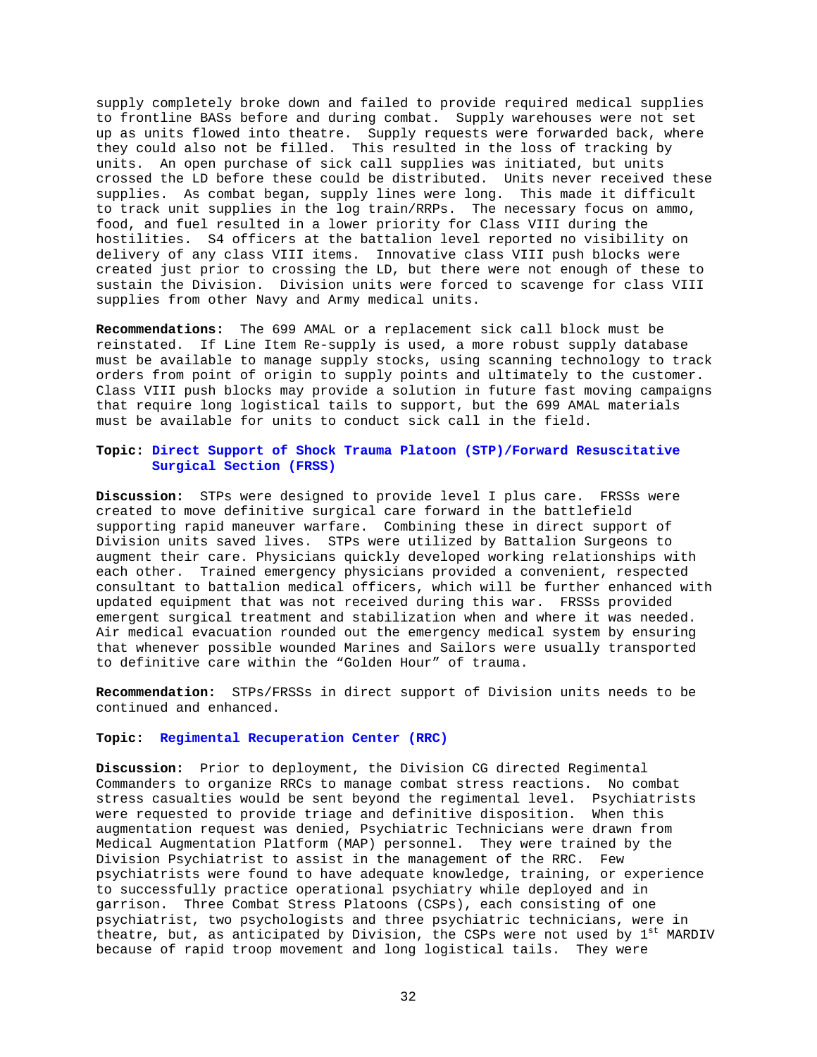supply completely broke down and failed to provide required medical supplies to frontline BASs before and during combat. Supply warehouses were not set up as units flowed into theatre. Supply requests were forwarded back, where they could also not be filled. This resulted in the loss of tracking by units. An open purchase of sick call supplies was initiated, but units crossed the LD before these could be distributed. Units never received these supplies. As combat began, supply lines were long. This made it difficult to track unit supplies in the log train/RRPs. The necessary focus on ammo, food, and fuel resulted in a lower priority for Class VIII during the hostilities. S4 officers at the battalion level reported no visibility on delivery of any class VIII items. Innovative class VIII push blocks were created just prior to crossing the LD, but there were not enough of these to sustain the Division. Division units were forced to scavenge for class VIII supplies from other Navy and Army medical units.

**Recommendations:** The 699 AMAL or a replacement sick call block must be reinstated. If Line Item Re-supply is used, a more robust supply database must be available to manage supply stocks, using scanning technology to track orders from point of origin to supply points and ultimately to the customer. Class VIII push blocks may provide a solution in future fast moving campaigns that require long logistical tails to support, but the 699 AMAL materials must be available for units to conduct sick call in the field.

**Topic: Direct Support of Shock Trauma Platoon (STP)/Forward Resuscitative Surgical Section (FRSS)**

**Discussion:** STPs were designed to provide level I plus care. FRSSs were created to move definitive surgical care forward in the battlefield supporting rapid maneuver warfare. Combining these in direct support of Division units saved lives. STPs were utilized by Battalion Surgeons to augment their care. Physicians quickly developed working relationships with each other. Trained emergency physicians provided a convenient, respected consultant to battalion medical officers, which will be further enhanced with updated equipment that was not received during this war. FRSSs provided emergent surgical treatment and stabilization when and where it was needed. Air medical evacuation rounded out the emergency medical system by ensuring that whenever possible wounded Marines and Sailors were usually transported to definitive care within the “Golden Hour” of trauma.

**Recommendation:** STPs/FRSSs in direct support of Division units needs to be continued and enhanced.

**Topic: Regimental Recuperation Center (RRC)**

**Discussion:** Prior to deployment, the Division CG directed Regimental Commanders to organize RRCs to manage combat stress reactions. No combat stress casualties would be sent beyond the regimental level. Psychiatrists were requested to provide triage and definitive disposition. When this augmentation request was denied, Psychiatric Technicians were drawn from Medical Augmentation Platform (MAP) personnel. They were trained by the Division Psychiatrist to assist in the management of the RRC. Few psychiatrists were found to have adequate knowledge, training, or experience to successfully practice operational psychiatry while deployed and in garrison. Three Combat Stress Platoons (CSPs), each consisting of one psychiatrist, two psychologists and three psychiatric technicians, were in theatre, but, as anticipated by Division, the CSPs were not used by 1st MARDIV because of rapid troop movement and long logistical tails. They were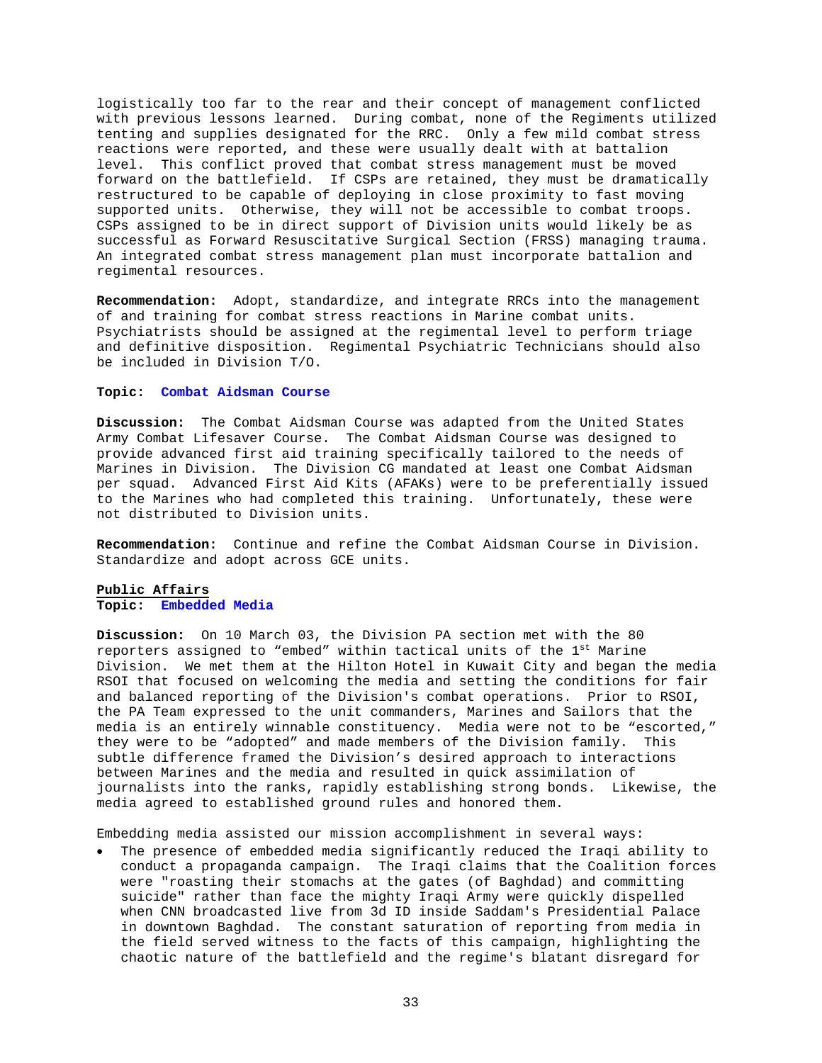logistically too far to the rear and their concept of management conflicted with previous lessons learned. During combat, none of the Regiments utilized tenting and supplies designated for the RRC. Only a few mild combat stress reactions were reported, and these were usually dealt with at battalion level. This conflict proved that combat stress management must be moved forward on the battlefield. If CSPs are retained, they must be dramatically restructured to be capable of deploying in close proximity to fast moving supported units. Otherwise, they will not be accessible to combat troops. CSPs assigned to be in direct support of Division units would likely be as successful as Forward Resuscitative Surgical Section (FRSS) managing trauma. An integrated combat stress management plan must incorporate battalion and regimental resources.

**Recommendation:** Adopt, standardize, and integrate RRCs into the management of and training for combat stress reactions in Marine combat units. Psychiatrists should be assigned at the regimental level to perform triage and definitive disposition. Regimental Psychiatric Technicians should also be included in Division T/O.

**Topic: Combat Aidsman Course**

**Discussion:** The Combat Aidsman Course was adapted from the United States Army Combat Lifesaver Course. The Combat Aidsman Course was designed to provide advanced first aid training specifically tailored to the needs of Marines in Division. The Division CG mandated at least one Combat Aidsman per squad. Advanced First Aid Kits (AFAKs) were to be preferentially issued to the Marines who had completed this training. Unfortunately, these were not distributed to Division units.

**Recommendation:** Continue and refine the Combat Aidsman Course in Division. Standardize and adopt across GCE units.

**Public Affairs**

**Topic: Embedded Media**

**Discussion:** On 10 March 03, the Division PA section met with the 80 reporters assigned to "embed" within tactical units of the 1st Marine Division. We met them at the Hilton Hotel in Kuwait City and began the media RSOI that focused on welcoming the media and setting the conditions for fair and balanced reporting of the Division's combat operations. Prior to RSOI, the PA Team expressed to the unit commanders, Marines and Sailors that the media is an entirely winnable constituency. Media were not to be "escorted," they were to be "adopted" and made members of the Division family. This subtle difference framed the Division's desired approach to interactions between Marines and the media and resulted in quick assimilation of journalists into the ranks, rapidly establishing strong bonds. Likewise, the media agreed to established ground rules and honored them.

Embedding media assisted our mission accomplishment in several ways:

- The presence of embedded media significantly reduced the Iraqi ability to conduct a propaganda campaign. The Iraqi claims that the Coalition forces were "roasting their stomachs at the gates (of Baghdad) and committing suicide" rather than face the mighty Iraqi Army were quickly dispelled when CNN broadcasted live from 3d ID inside Saddam's Presidential Palace in downtown Baghdad. The constant saturation of reporting from media in the field served witness to the facts of this campaign, highlighting the chaotic nature of the battlefield and the regime's blatant disregard for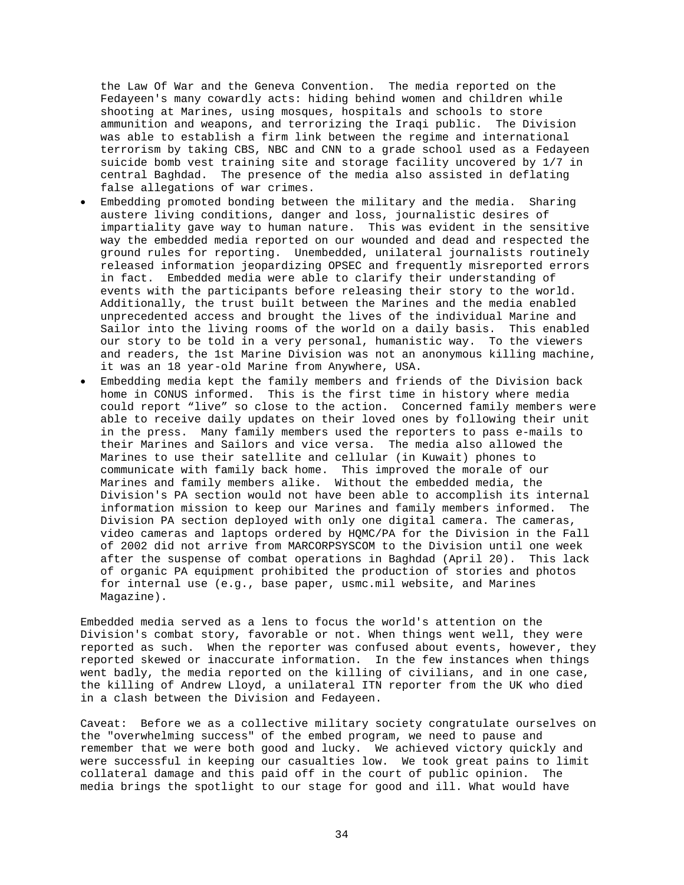the Law Of War and the Geneva Convention. The media reported on the Fedayeen's many cowardly acts: hiding behind women and children while shooting at Marines, using mosques, hospitals and schools to store ammunition and weapons, and terrorizing the Iraqi public. The Division was able to establish a firm link between the regime and international terrorism by taking CBS, NBC and CNN to a grade school used as a Fedayeen suicide bomb vest training site and storage facility uncovered by 1/7 in central Baghdad. The presence of the media also assisted in deflating false allegations of war crimes.

- Embedding promoted bonding between the military and the media. Sharing austere living conditions, danger and loss, journalistic desires of impartiality gave way to human nature. This was evident in the sensitive way the embedded media reported on our wounded and dead and respected the ground rules for reporting. Unembedded, unilateral journalists routinely released information jeopardizing OPSEC and frequently misreported errors in fact. Embedded media were able to clarify their understanding of events with the participants before releasing their story to the world. Additionally, the trust built between the Marines and the media enabled unprecedented access and brought the lives of the individual Marine and Sailor into the living rooms of the world on a daily basis. This enabled our story to be told in a very personal, humanistic way. To the viewers and readers, the 1st Marine Division was not an anonymous killing machine, it was an 18 year-old Marine from Anywhere, USA.
- Embedding media kept the family members and friends of the Division back home in CONUS informed. This is the first time in history where media could report “live” so close to the action. Concerned family members were able to receive daily updates on their loved ones by following their unit in the press. Many family members used the reporters to pass e-mails to their Marines and Sailors and vice versa. The media also allowed the Marines to use their satellite and cellular (in Kuwait) phones to communicate with family back home. This improved the morale of our Marines and family members alike. Without the embedded media, the Division's PA section would not have been able to accomplish its internal information mission to keep our Marines and family members informed. The Division PA section deployed with only one digital camera. The cameras, video cameras and laptops ordered by HQMC/PA for the Division in the Fall of 2002 did not arrive from MARCORPSYSCOM to the Division until one week after the suspense of combat operations in Baghdad (April 20). This lack of organic PA equipment prohibited the production of stories and photos for internal use (e.g., base paper, usmc.mil website, and Marines Magazine).

Embedded media served as a lens to focus the world's attention on the Division's combat story, favorable or not. When things went well, they were reported as such. When the reporter was confused about events, however, they reported skewed or inaccurate information. In the few instances when things went badly, the media reported on the killing of civilians, and in one case, the killing of Andrew Lloyd, a unilateral ITN reporter from the UK who died in a clash between the Division and Fedayeen.

Caveat: Before we as a collective military society congratulate ourselves on the "overwhelming success" of the embed program, we need to pause and remember that we were both good and lucky. We achieved victory quickly and were successful in keeping our casualties low. We took great pains to limit collateral damage and this paid off in the court of public opinion. The media brings the spotlight to our stage for good and ill. What would have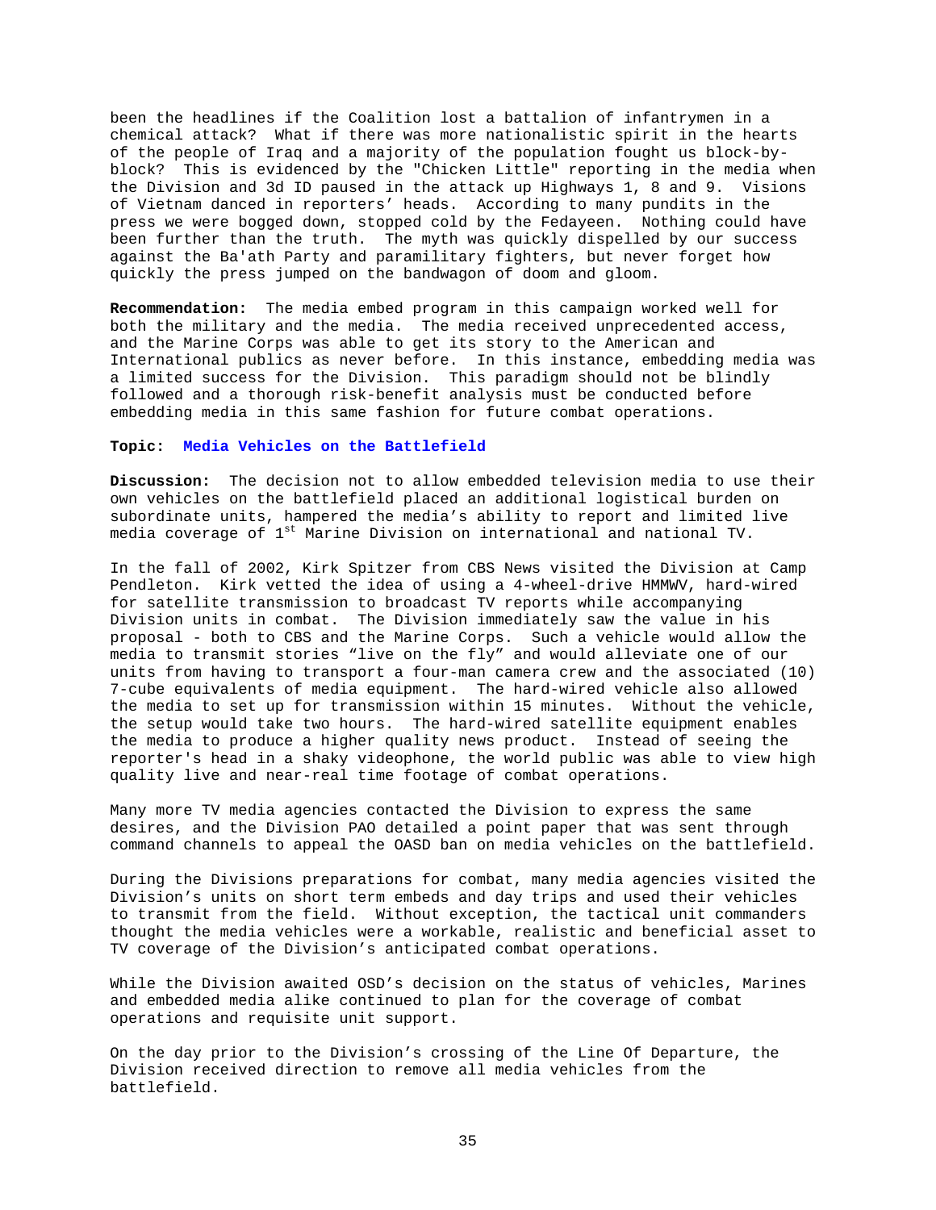been the headlines if the Coalition lost a battalion of infantrymen in a chemical attack? What if there was more nationalistic spirit in the hearts of the people of Iraq and a majority of the population fought us block-by-block? This is evidenced by the "Chicken Little" reporting in the media when the Division and 3d ID paused in the attack up Highways 1, 8 and 9. Visions of Vietnam danced in reporters' heads. According to many pundits in the press we were bogged down, stopped cold by the Fedayeen. Nothing could have been further than the truth. The myth was quickly dispelled by our success against the Ba'ath Party and paramilitary fighters, but never forget how quickly the press jumped on the bandwagon of doom and gloom.

**Recommendation:** The media embed program in this campaign worked well for both the military and the media. The media received unprecedented access, and the Marine Corps was able to get its story to the American and International publics as never before. In this instance, embedding media was a limited success for the Division. This paradigm should not be blindly followed and a thorough risk-benefit analysis must be conducted before embedding media in this same fashion for future combat operations.

**Topic: Media Vehicles on the Battlefield**

**Discussion:** The decision not to allow embedded television media to use their own vehicles on the battlefield placed an additional logistical burden on subordinate units, hampered the media's ability to report and limited live media coverage of 1st Marine Division on international and national TV.

In the fall of 2002, Kirk Spitzer from CBS News visited the Division at Camp Pendleton. Kirk vetted the idea of using a 4-wheel-drive HMMWV, hard-wired for satellite transmission to broadcast TV reports while accompanying Division units in combat. The Division immediately saw the value in his proposal - both to CBS and the Marine Corps. Such a vehicle would allow the media to transmit stories "live on the fly" and would alleviate one of our units from having to transport a four-man camera crew and the associated (10) 7-cube equivalents of media equipment. The hard-wired vehicle also allowed the media to set up for transmission within 15 minutes. Without the vehicle, the setup would take two hours. The hard-wired satellite equipment enables the media to produce a higher quality news product. Instead of seeing the reporter's head in a shaky videophone, the world public was able to view high quality live and near-real time footage of combat operations.

Many more TV media agencies contacted the Division to express the same desires, and the Division PAO detailed a point paper that was sent through command channels to appeal the OASD ban on media vehicles on the battlefield.

During the Divisions preparations for combat, many media agencies visited the Division's units on short term embeds and day trips and used their vehicles to transmit from the field. Without exception, the tactical unit commanders thought the media vehicles were a workable, realistic and beneficial asset to TV coverage of the Division's anticipated combat operations.

While the Division awaited OSD's decision on the status of vehicles, Marines and embedded media alike continued to plan for the coverage of combat operations and requisite unit support.

On the day prior to the Division's crossing of the Line Of Departure, the Division received direction to remove all media vehicles from the battlefield.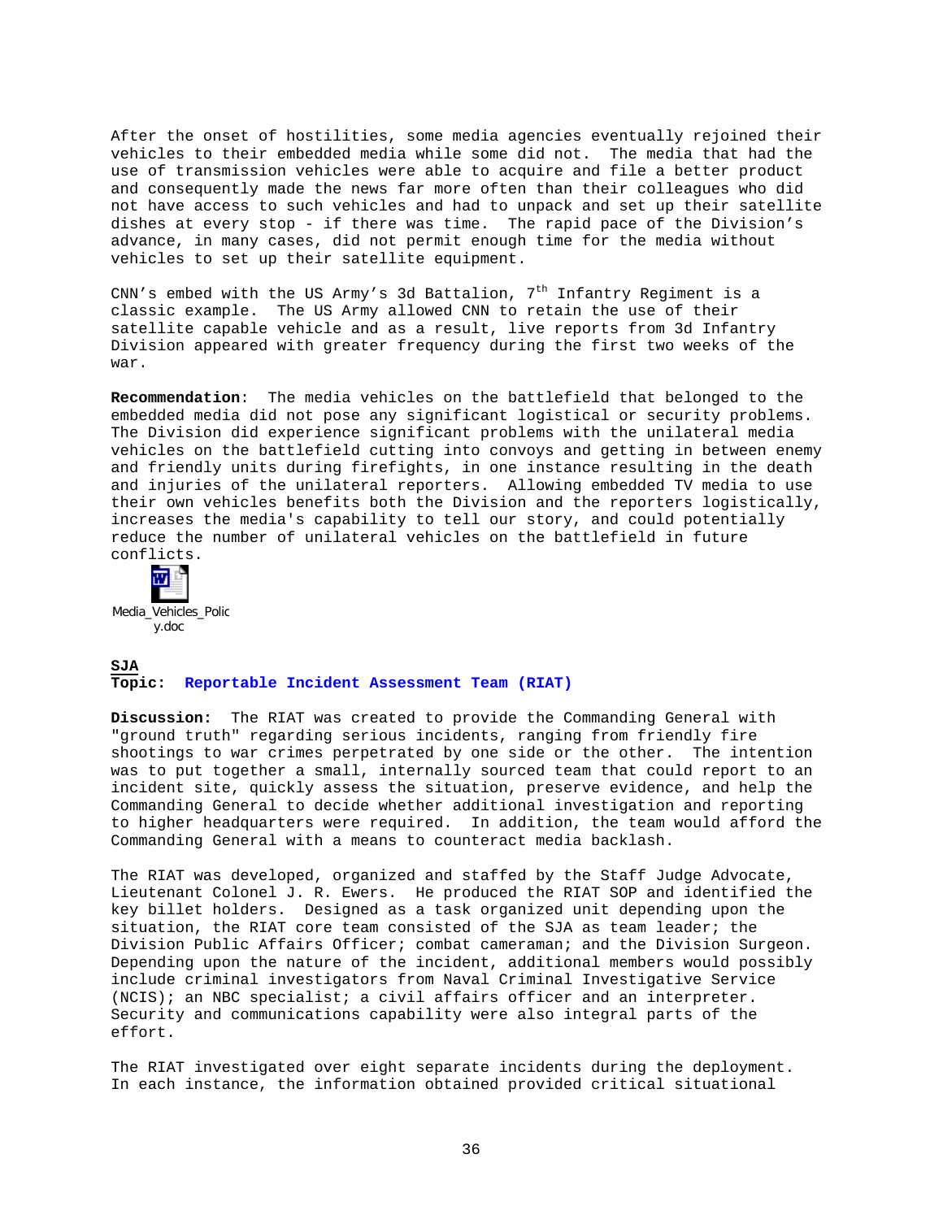After the onset of hostilities, some media agencies eventually rejoined their vehicles to their embedded media while some did not. The media that had the use of transmission vehicles were able to acquire and file a better product and consequently made the news far more often than their colleagues who did not have access to such vehicles and had to unpack and set up their satellite dishes at every stop - if there was time. The rapid pace of the Division's advance, in many cases, did not permit enough time for the media without vehicles to set up their satellite equipment.

CNN's embed with the US Army's 3d Battalion, 7th Infantry Regiment is a classic example. The US Army allowed CNN to retain the use of their satellite capable vehicle and as a result, live reports from 3d Infantry Division appeared with greater frequency during the first two weeks of the war.

**Recommendation**: The media vehicles on the battlefield that belonged to the embedded media did not pose any significant logistical or security problems. The Division did experience significant problems with the unilateral media vehicles on the battlefield cutting into convoys and getting in between enemy and friendly units during firefights, in one instance resulting in the death and injuries of the unilateral reporters. Allowing embedded TV media to use their own vehicles benefits both the Division and the reporters logistically, increases the media's capability to tell our story, and could potentially reduce the number of unilateral vehicles on the battlefield in future conflicts.

Media_Vehicles_Policy.doc

**SJA**
**Topic: Reportable Incident Assessment Team (RIAT)**

**Discussion:** The RIAT was created to provide the Commanding General with "ground truth" regarding serious incidents, ranging from friendly fire shootings to war crimes perpetrated by one side or the other. The intention was to put together a small, internally sourced team that could report to an incident site, quickly assess the situation, preserve evidence, and help the Commanding General to decide whether additional investigation and reporting to higher headquarters were required. In addition, the team would afford the Commanding General with a means to counteract media backlash.

The RIAT was developed, organized and staffed by the Staff Judge Advocate, Lieutenant Colonel J. R. Ewers. He produced the RIAT SOP and identified the key billet holders. Designed as a task organized unit depending upon the situation, the RIAT core team consisted of the SJA as team leader; the Division Public Affairs Officer; combat cameraman; and the Division Surgeon. Depending upon the nature of the incident, additional members would possibly include criminal investigators from Naval Criminal Investigative Service (NCIS); an NBC specialist; a civil affairs officer and an interpreter. Security and communications capability were also integral parts of the effort.

The RIAT investigated over eight separate incidents during the deployment. In each instance, the information obtained provided critical situational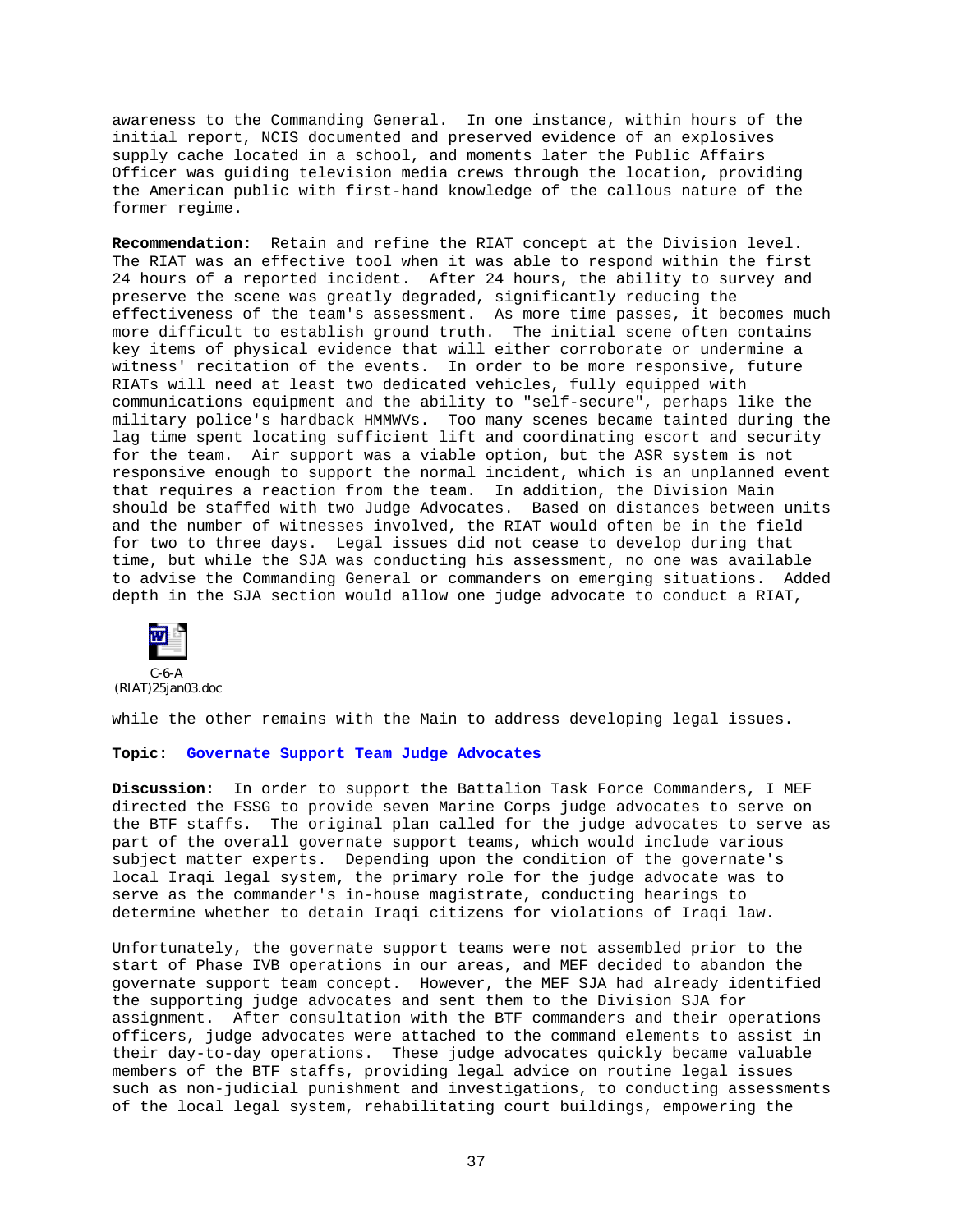awareness to the Commanding General. In one instance, within hours of the initial report, NCIS documented and preserved evidence of an explosives supply cache located in a school, and moments later the Public Affairs Officer was guiding television media crews through the location, providing the American public with first-hand knowledge of the callous nature of the former regime.

**Recommendation:** Retain and refine the RIAT concept at the Division level. The RIAT was an effective tool when it was able to respond within the first 24 hours of a reported incident. After 24 hours, the ability to survey and preserve the scene was greatly degraded, significantly reducing the effectiveness of the team's assessment. As more time passes, it becomes much more difficult to establish ground truth. The initial scene often contains key items of physical evidence that will either corroborate or undermine a witness' recitation of the events. In order to be more responsive, future RIATs will need at least two dedicated vehicles, fully equipped with communications equipment and the ability to "self-secure", perhaps like the military police's hardback HMMWVs. Too many scenes became tainted during the lag time spent locating sufficient lift and coordinating escort and security for the team. Air support was a viable option, but the ASR system is not responsive enough to support the normal incident, which is an unplanned event that requires a reaction from the team. In addition, the Division Main should be staffed with two Judge Advocates. Based on distances between units and the number of witnesses involved, the RIAT would often be in the field for two to three days. Legal issues did not cease to develop during that time, but while the SJA was conducting his assessment, no one was available to advise the Commanding General or commanders on emerging situations. Added depth in the SJA section would allow one judge advocate to conduct a RIAT,

C-6-A (RIAT)25jan03.doc

while the other remains with the Main to address developing legal issues.

**Topic: Governate Support Team Judge Advocates**

**Discussion:** In order to support the Battalion Task Force Commanders, I MEF directed the FSSG to provide seven Marine Corps judge advocates to serve on the BTF staffs. The original plan called for the judge advocates to serve as part of the overall governate support teams, which would include various subject matter experts. Depending upon the condition of the governate's local Iraqi legal system, the primary role for the judge advocate was to serve as the commander's in-house magistrate, conducting hearings to determine whether to detain Iraqi citizens for violations of Iraqi law.

Unfortunately, the governate support teams were not assembled prior to the start of Phase IVB operations in our areas, and MEF decided to abandon the governate support team concept. However, the MEF SJA had already identified the supporting judge advocates and sent them to the Division SJA for assignment. After consultation with the BTF commanders and their operations officers, judge advocates were attached to the command elements to assist in their day-to-day operations. These judge advocates quickly became valuable members of the BTF staffs, providing legal advice on routine legal issues such as non-judicial punishment and investigations, to conducting assessments of the local legal system, rehabilitating court buildings, empowering the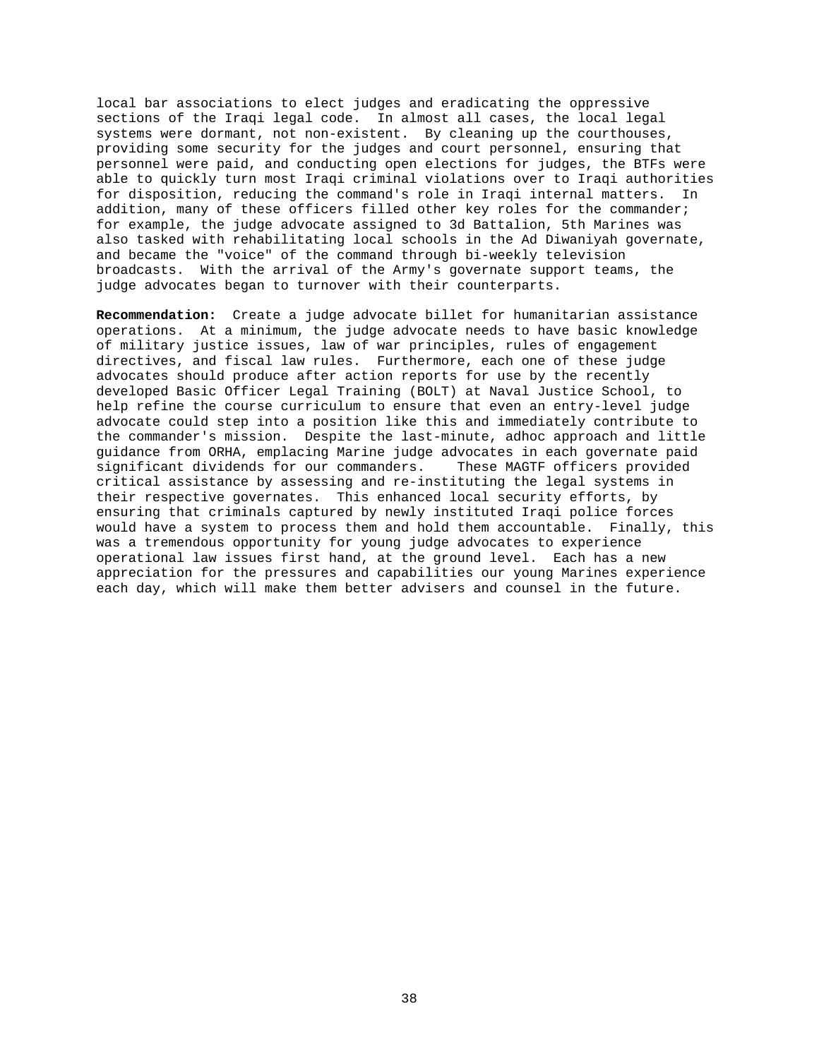local bar associations to elect judges and eradicating the oppressive sections of the Iraqi legal code. In almost all cases, the local legal systems were dormant, not non-existent. By cleaning up the courthouses, providing some security for the judges and court personnel, ensuring that personnel were paid, and conducting open elections for judges, the BTFs were able to quickly turn most Iraqi criminal violations over to Iraqi authorities for disposition, reducing the command's role in Iraqi internal matters. In addition, many of these officers filled other key roles for the commander; for example, the judge advocate assigned to 3d Battalion, 5th Marines was also tasked with rehabilitating local schools in the Ad Diwaniyah governate, and became the "voice" of the command through bi-weekly television broadcasts. With the arrival of the Army's governate support teams, the judge advocates began to turnover with their counterparts.

**Recommendation:** Create a judge advocate billet for humanitarian assistance operations. At a minimum, the judge advocate needs to have basic knowledge of military justice issues, law of war principles, rules of engagement directives, and fiscal law rules. Furthermore, each one of these judge advocates should produce after action reports for use by the recently developed Basic Officer Legal Training (BOLT) at Naval Justice School, to help refine the course curriculum to ensure that even an entry-level judge advocate could step into a position like this and immediately contribute to the commander's mission. Despite the last-minute, adhoc approach and little guidance from ORHA, emplacing Marine judge advocates in each governate paid significant dividends for our commanders. These MAGTF officers provided critical assistance by assessing and re-instituting the legal systems in their respective governates. This enhanced local security efforts, by ensuring that criminals captured by newly instituted Iraqi police forces would have a system to process them and hold them accountable. Finally, this was a tremendous opportunity for young judge advocates to experience operational law issues first hand, at the ground level. Each has a new appreciation for the pressures and capabilities our young Marines experience each day, which will make them better advisers and counsel in the future.